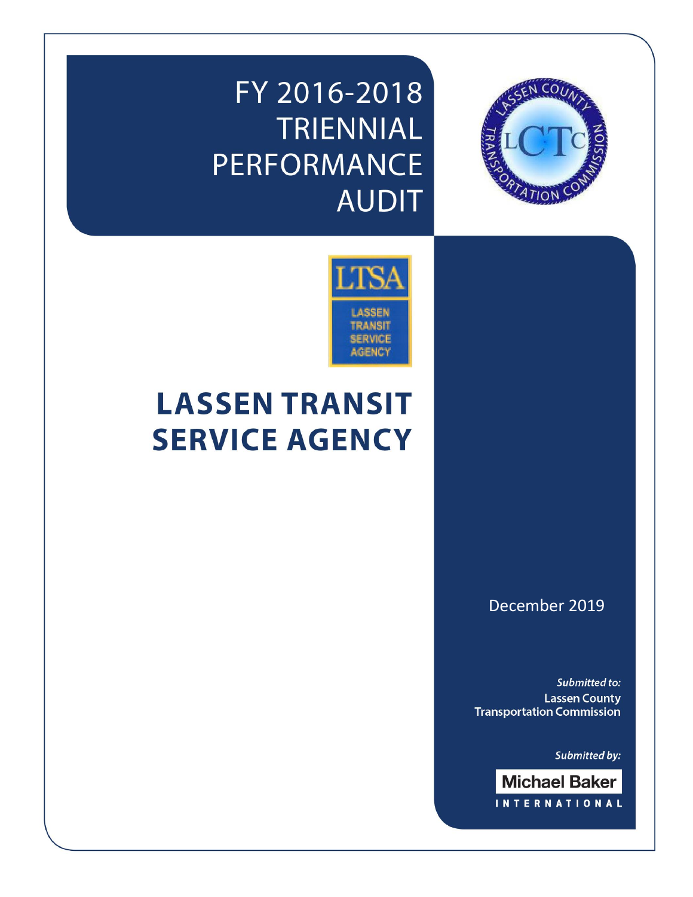# FY 2016-2018 TRIENNIAL PERFORMANCE AUDIT

# LASSEN TRANSIT SERVICE AGENCY

December 2019

*Submitted to:*
Lassen County Transportation Commission

*Submitted by:*
Michael Baker International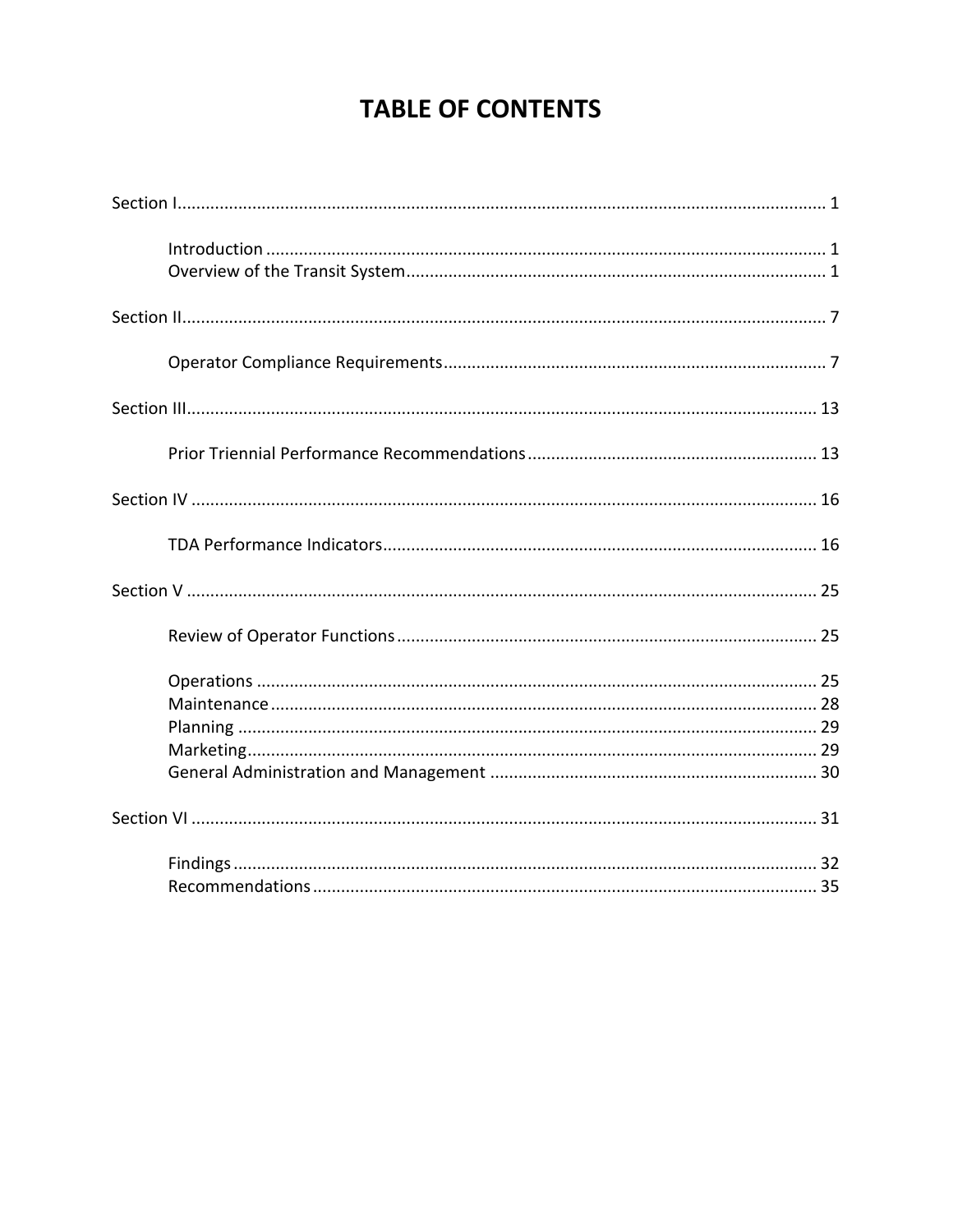# TABLE OF CONTENTS

Section I ........................................................................................................................................ 1

- Introduction ...................................................................................................................... 1
- Overview of the Transit System......................................................................................... 1

Section II ....................................................................................................................................... 7

- Operator Compliance Requirements................................................................................. 7

Section III ..................................................................................................................................... 13

- Prior Triennial Performance Recommendations ............................................................. 13

Section IV .................................................................................................................................... 16

- TDA Performance Indicators............................................................................................ 16

Section V ..................................................................................................................................... 25

- Review of Operator Functions ......................................................................................... 25
- Operations ....................................................................................................................... 25
- Maintenance .................................................................................................................... 28
- Planning ........................................................................................................................... 29
- Marketing......................................................................................................................... 29
- General Administration and Management ..................................................................... 30

Section VI .................................................................................................................................... 31

- Findings ............................................................................................................................ 32
- Recommendations ........................................................................................................... 35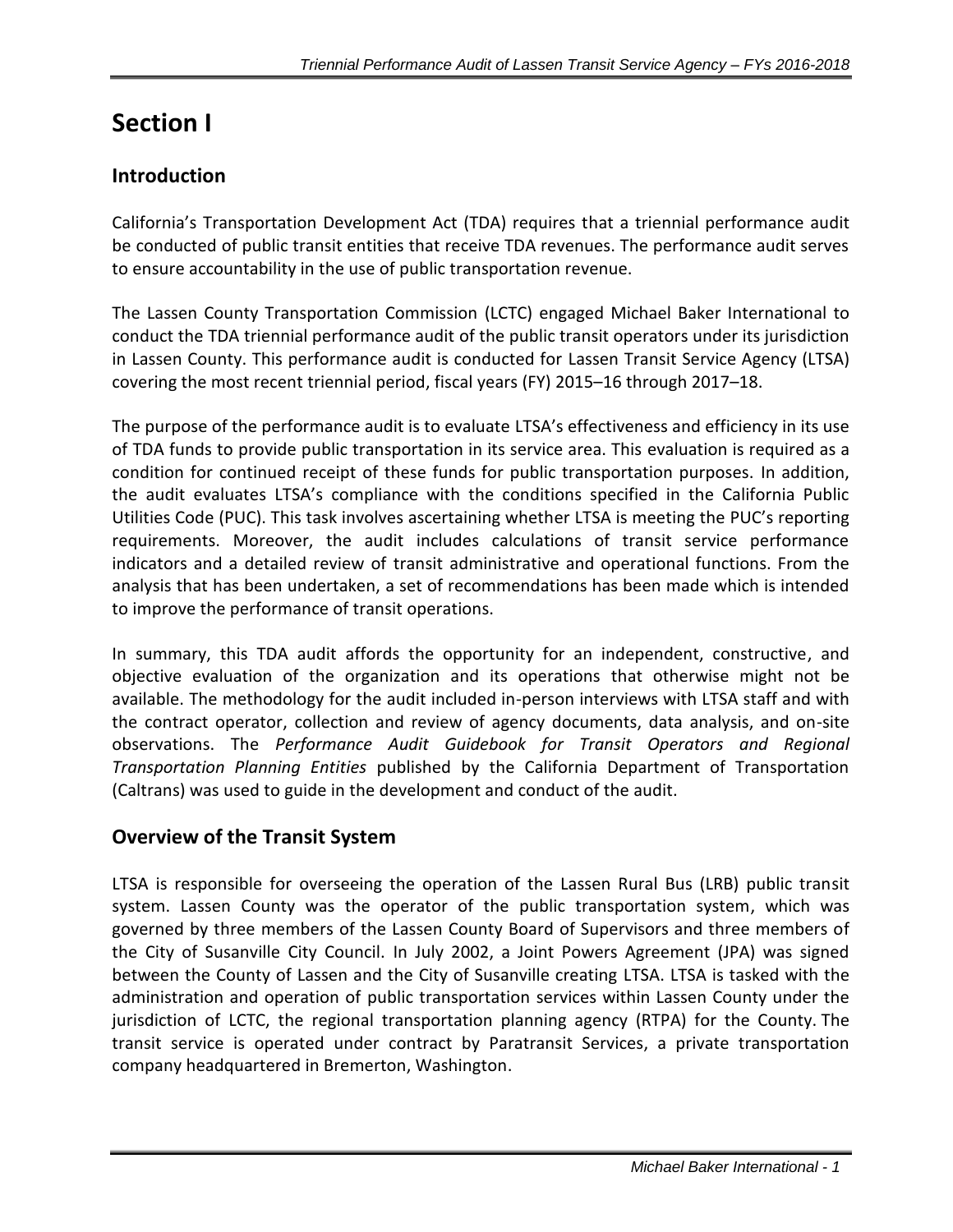# Section I

## Introduction

California's Transportation Development Act (TDA) requires that a triennial performance audit be conducted of public transit entities that receive TDA revenues. The performance audit serves to ensure accountability in the use of public transportation revenue.

The Lassen County Transportation Commission (LCTC) engaged Michael Baker International to conduct the TDA triennial performance audit of the public transit operators under its jurisdiction in Lassen County. This performance audit is conducted for Lassen Transit Service Agency (LTSA) covering the most recent triennial period, fiscal years (FY) 2015–16 through 2017–18.

The purpose of the performance audit is to evaluate LTSA's effectiveness and efficiency in its use of TDA funds to provide public transportation in its service area. This evaluation is required as a condition for continued receipt of these funds for public transportation purposes. In addition, the audit evaluates LTSA's compliance with the conditions specified in the California Public Utilities Code (PUC). This task involves ascertaining whether LTSA is meeting the PUC's reporting requirements. Moreover, the audit includes calculations of transit service performance indicators and a detailed review of transit administrative and operational functions. From the analysis that has been undertaken, a set of recommendations has been made which is intended to improve the performance of transit operations.

In summary, this TDA audit affords the opportunity for an independent, constructive, and objective evaluation of the organization and its operations that otherwise might not be available. The methodology for the audit included in-person interviews with LTSA staff and with the contract operator, collection and review of agency documents, data analysis, and on-site observations. The *Performance Audit Guidebook for Transit Operators and Regional Transportation Planning Entities* published by the California Department of Transportation (Caltrans) was used to guide in the development and conduct of the audit.

## Overview of the Transit System

LTSA is responsible for overseeing the operation of the Lassen Rural Bus (LRB) public transit system. Lassen County was the operator of the public transportation system, which was governed by three members of the Lassen County Board of Supervisors and three members of the City of Susanville City Council. In July 2002, a Joint Powers Agreement (JPA) was signed between the County of Lassen and the City of Susanville creating LTSA. LTSA is tasked with the administration and operation of public transportation services within Lassen County under the jurisdiction of LCTC, the regional transportation planning agency (RTPA) for the County. The transit service is operated under contract by Paratransit Services, a private transportation company headquartered in Bremerton, Washington.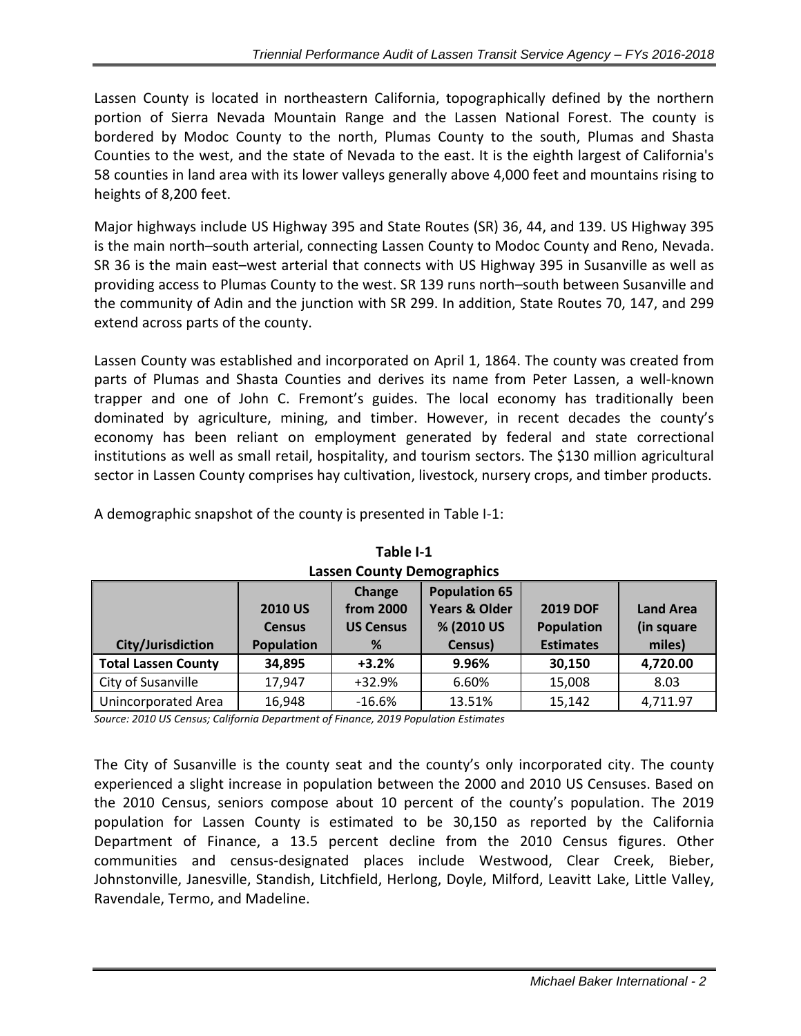Lassen County is located in northeastern California, topographically defined by the northern portion of Sierra Nevada Mountain Range and the Lassen National Forest. The county is bordered by Modoc County to the north, Plumas County to the south, Plumas and Shasta Counties to the west, and the state of Nevada to the east. It is the eighth largest of California's 58 counties in land area with its lower valleys generally above 4,000 feet and mountains rising to heights of 8,200 feet.

Major highways include US Highway 395 and State Routes (SR) 36, 44, and 139. US Highway 395 is the main north–south arterial, connecting Lassen County to Modoc County and Reno, Nevada. SR 36 is the main east–west arterial that connects with US Highway 395 in Susanville as well as providing access to Plumas County to the west. SR 139 runs north–south between Susanville and the community of Adin and the junction with SR 299. In addition, State Routes 70, 147, and 299 extend across parts of the county.

Lassen County was established and incorporated on April 1, 1864. The county was created from parts of Plumas and Shasta Counties and derives its name from Peter Lassen, a well-known trapper and one of John C. Fremont's guides. The local economy has traditionally been dominated by agriculture, mining, and timber. However, in recent decades the county's economy has been reliant on employment generated by federal and state correctional institutions as well as small retail, hospitality, and tourism sectors. The $130 million agricultural sector in Lassen County comprises hay cultivation, livestock, nursery crops, and timber products.

A demographic snapshot of the county is presented in Table I-1:

**Table I-1**
**Lassen County Demographics**

| City/Jurisdiction | 2010 US Census Population | Change from 2000 US Census % | Population 65 Years & Older % (2010 US Census) | 2019 DOF Population Estimates | Land Area (in square miles) |
|---|---|---|---|---|---|
| **Total Lassen County** | **34,895** | **+3.2%** | **9.96%** | **30,150** | **4,720.00** |
| City of Susanville | 17,947 | +32.9% | 6.60% | 15,008 | 8.03 |
| Unincorporated Area | 16,948 | -16.6% | 13.51% | 15,142 | 4,711.97 |

*Source: 2010 US Census; California Department of Finance, 2019 Population Estimates*

The City of Susanville is the county seat and the county's only incorporated city. The county experienced a slight increase in population between the 2000 and 2010 US Censuses. Based on the 2010 Census, seniors compose about 10 percent of the county's population. The 2019 population for Lassen County is estimated to be 30,150 as reported by the California Department of Finance, a 13.5 percent decline from the 2010 Census figures. Other communities and census-designated places include Westwood, Clear Creek, Bieber, Johnstonville, Janesville, Standish, Litchfield, Herlong, Doyle, Milford, Leavitt Lake, Little Valley, Ravendale, Termo, and Madeline.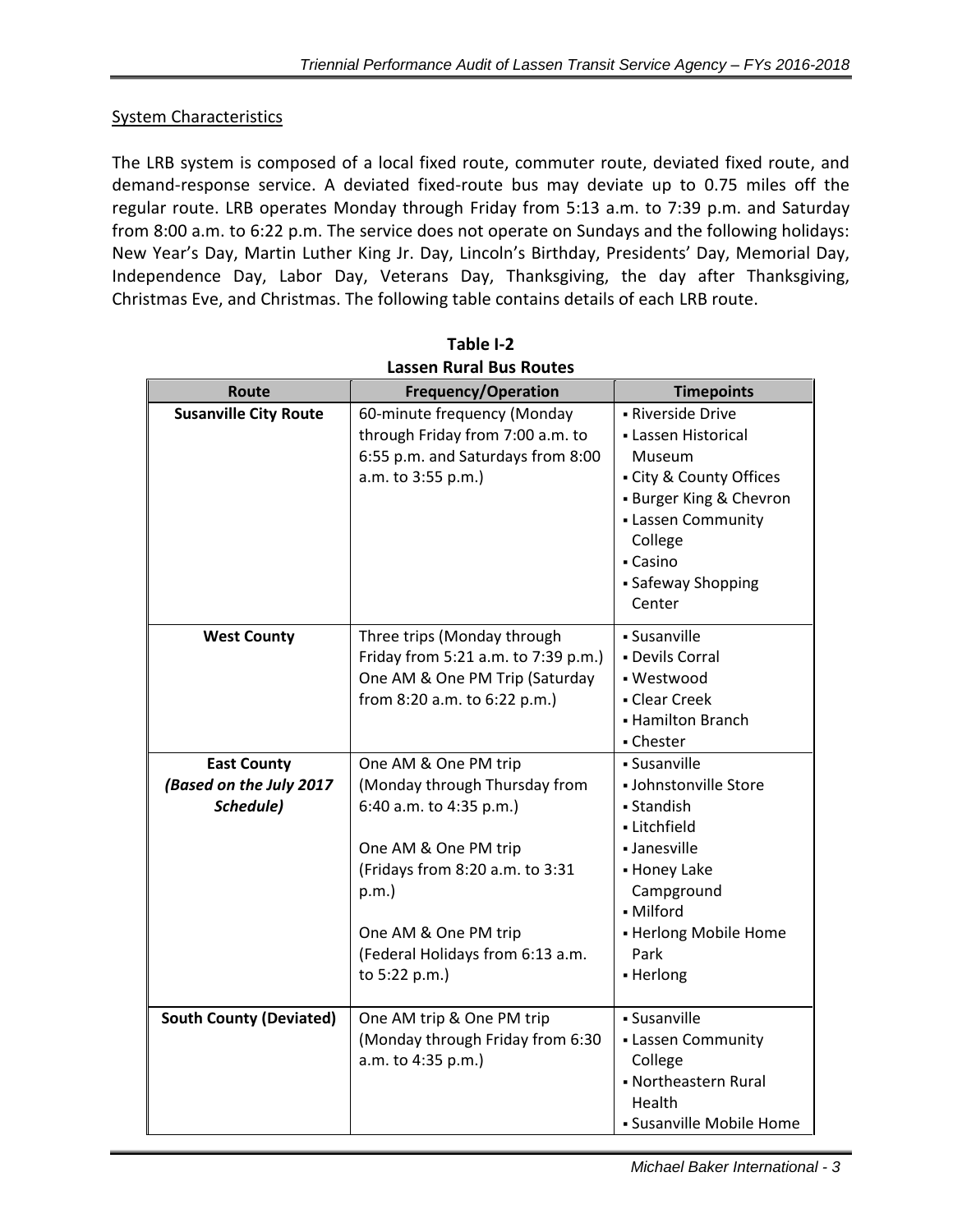System Characteristics

The LRB system is composed of a local fixed route, commuter route, deviated fixed route, and demand-response service. A deviated fixed-route bus may deviate up to 0.75 miles off the regular route. LRB operates Monday through Friday from 5:13 a.m. to 7:39 p.m. and Saturday from 8:00 a.m. to 6:22 p.m. The service does not operate on Sundays and the following holidays: New Year's Day, Martin Luther King Jr. Day, Lincoln's Birthday, Presidents' Day, Memorial Day, Independence Day, Labor Day, Veterans Day, Thanksgiving, the day after Thanksgiving, Christmas Eve, and Christmas. The following table contains details of each LRB route.

**Table I-2**
**Lassen Rural Bus Routes**

| Route | Frequency/Operation | Timepoints |
|---|---|---|
| **Susanville City Route** | 60-minute frequency (Monday through Friday from 7:00 a.m. to 6:55 p.m. and Saturdays from 8:00 a.m. to 3:55 p.m.) | ▪ Riverside Drive<br>▪ Lassen Historical Museum<br>▪ City & County Offices<br>▪ Burger King & Chevron<br>▪ Lassen Community College<br>▪ Casino<br>▪ Safeway Shopping Center |
| **West County** | Three trips (Monday through Friday from 5:21 a.m. to 7:39 p.m.) One AM & One PM Trip (Saturday from 8:20 a.m. to 6:22 p.m.) | ▪ Susanville<br>▪ Devils Corral<br>▪ Westwood<br>▪ Clear Creek<br>▪ Hamilton Branch<br>▪ Chester |
| **East County** ***(Based on the July 2017 Schedule)*** | One AM & One PM trip (Monday through Thursday from 6:40 a.m. to 4:35 p.m.)<br><br>One AM & One PM trip (Fridays from 8:20 a.m. to 3:31 p.m.)<br><br>One AM & One PM trip (Federal Holidays from 6:13 a.m. to 5:22 p.m.) | ▪ Susanville<br>▪ Johnstonville Store<br>▪ Standish<br>▪ Litchfield<br>▪ Janesville<br>▪ Honey Lake Campground<br>▪ Milford<br>▪ Herlong Mobile Home Park<br>▪ Herlong |
| **South County (Deviated)** | One AM trip & One PM trip (Monday through Friday from 6:30 a.m. to 4:35 p.m.) | ▪ Susanville<br>▪ Lassen Community College<br>▪ Northeastern Rural Health<br>▪ Susanville Mobile Home |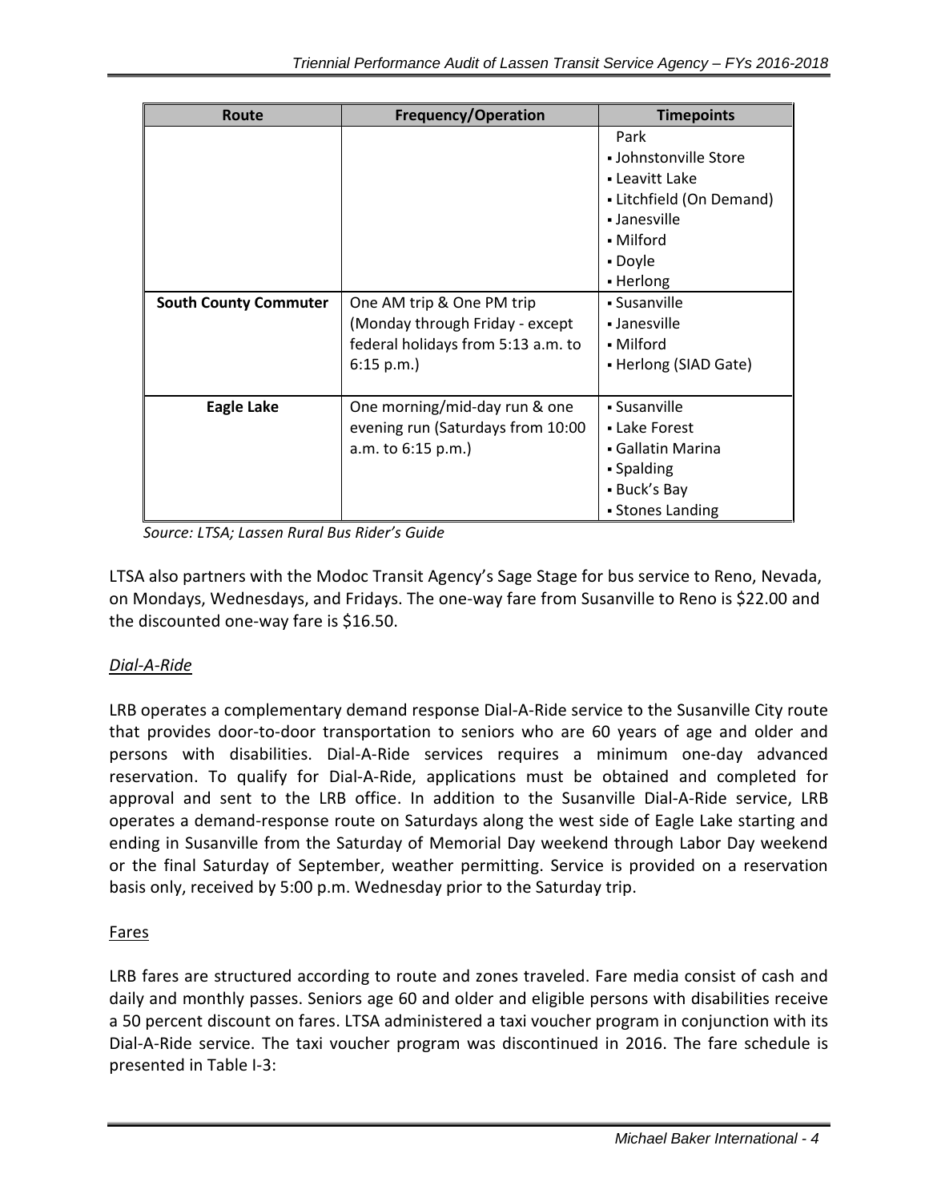| Route | Frequency/Operation | Timepoints |
|---|---|---|
| | | Park<br>▪ Johnstonville Store<br>▪ Leavitt Lake<br>▪ Litchfield (On Demand)<br>▪ Janesville<br>▪ Milford<br>▪ Doyle<br>▪ Herlong |
| **South County Commuter** | One AM trip & One PM trip (Monday through Friday - except federal holidays from 5:13 a.m. to 6:15 p.m.) | ▪ Susanville<br>▪ Janesville<br>▪ Milford<br>▪ Herlong (SIAD Gate) |
| **Eagle Lake** | One morning/mid-day run & one evening run (Saturdays from 10:00 a.m. to 6:15 p.m.) | ▪ Susanville<br>▪ Lake Forest<br>▪ Gallatin Marina<br>▪ Spalding<br>▪ Buck's Bay<br>▪ Stones Landing |

*Source: LTSA; Lassen Rural Bus Rider's Guide*

LTSA also partners with the Modoc Transit Agency's Sage Stage for bus service to Reno, Nevada, on Mondays, Wednesdays, and Fridays. The one-way fare from Susanville to Reno is $22.00 and the discounted one-way fare is $16.50.

*Dial-A-Ride*

LRB operates a complementary demand response Dial-A-Ride service to the Susanville City route that provides door-to-door transportation to seniors who are 60 years of age and older and persons with disabilities. Dial-A-Ride services requires a minimum one-day advanced reservation. To qualify for Dial-A-Ride, applications must be obtained and completed for approval and sent to the LRB office. In addition to the Susanville Dial-A-Ride service, LRB operates a demand-response route on Saturdays along the west side of Eagle Lake starting and ending in Susanville from the Saturday of Memorial Day weekend through Labor Day weekend or the final Saturday of September, weather permitting. Service is provided on a reservation basis only, received by 5:00 p.m. Wednesday prior to the Saturday trip.

Fares

LRB fares are structured according to route and zones traveled. Fare media consist of cash and daily and monthly passes. Seniors age 60 and older and eligible persons with disabilities receive a 50 percent discount on fares. LTSA administered a taxi voucher program in conjunction with its Dial-A-Ride service. The taxi voucher program was discontinued in 2016. The fare schedule is presented in Table I-3: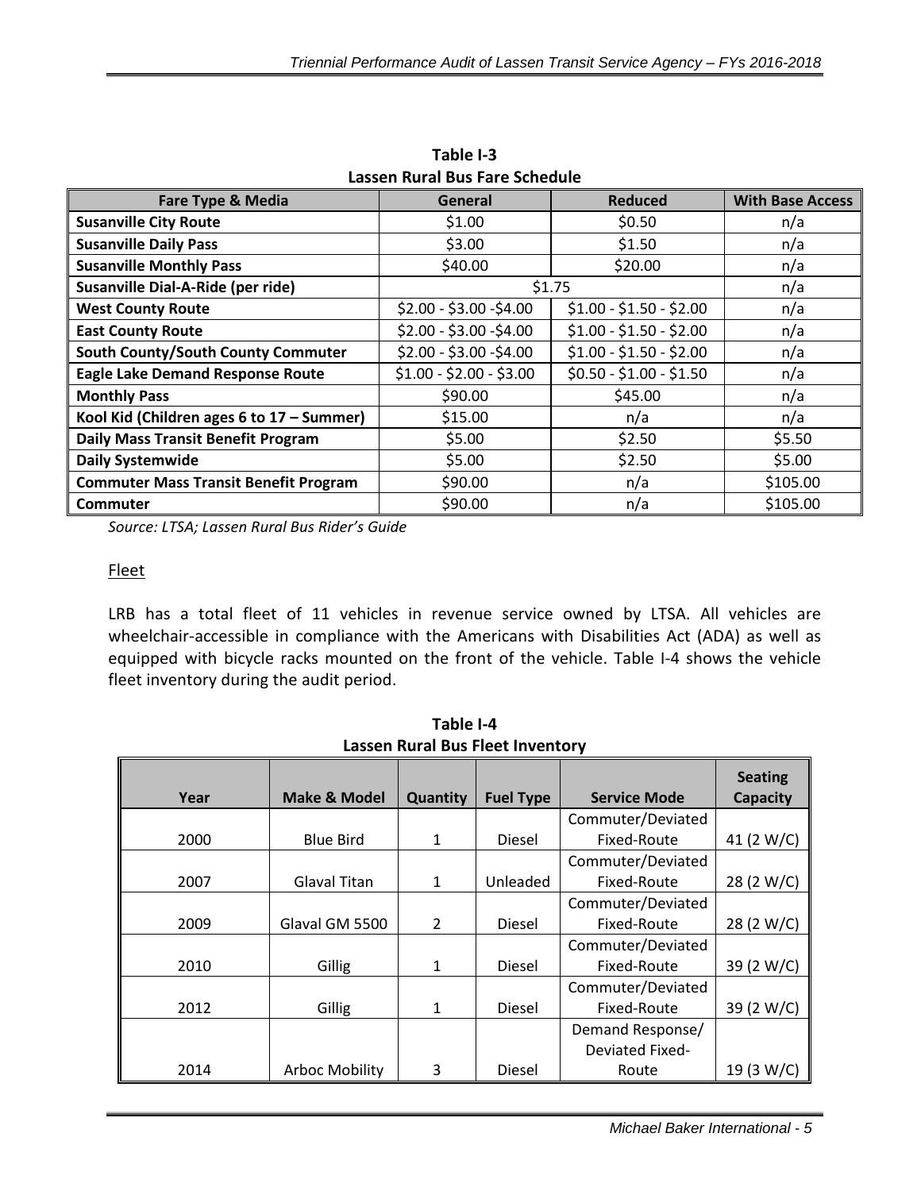**Table I-3**
**Lassen Rural Bus Fare Schedule**

| Fare Type & Media | General | Reduced | With Base Access |
|---|---|---|---|
| **Susanville City Route** | $1.00 | $0.50 | n/a |
| **Susanville Daily Pass** | $3.00 | $1.50 | n/a |
| **Susanville Monthly Pass** | $40.00 | $20.00 | n/a |
| **Susanville Dial-A-Ride (per ride)** | $1.75 | | n/a |
| **West County Route** | $2.00 - $3.00 -$4.00 | $1.00 - $1.50 - $2.00 | n/a |
| **East County Route** | $2.00 - $3.00 -$4.00 | $1.00 - $1.50 - $2.00 | n/a |
| **South County/South County Commuter** | $2.00 - $3.00 -$4.00 | $1.00 - $1.50 - $2.00 | n/a |
| **Eagle Lake Demand Response Route** | $1.00 - $2.00 - $3.00 | $0.50 - $1.00 - $1.50 | n/a |
| **Monthly Pass** | $90.00 | $45.00 | n/a |
| **Kool Kid (Children ages 6 to 17 – Summer)** | $15.00 | n/a | n/a |
| **Daily Mass Transit Benefit Program** | $5.00 | $2.50 | $5.50 |
| **Daily Systemwide** | $5.00 | $2.50 | $5.00 |
| **Commuter Mass Transit Benefit Program** | $90.00 | n/a | $105.00 |
| **Commuter** | $90.00 | n/a | $105.00 |

*Source: LTSA; Lassen Rural Bus Rider's Guide*

## Fleet

LRB has a total fleet of 11 vehicles in revenue service owned by LTSA. All vehicles are wheelchair-accessible in compliance with the Americans with Disabilities Act (ADA) as well as equipped with bicycle racks mounted on the front of the vehicle. Table I-4 shows the vehicle fleet inventory during the audit period.

**Table I-4**
**Lassen Rural Bus Fleet Inventory**

| Year | Make & Model | Quantity | Fuel Type | Service Mode | Seating Capacity |
|---|---|---|---|---|---|
| 2000 | Blue Bird | 1 | Diesel | Commuter/Deviated Fixed-Route | 41 (2 W/C) |
| 2007 | Glaval Titan | 1 | Unleaded | Commuter/Deviated Fixed-Route | 28 (2 W/C) |
| 2009 | Glaval GM 5500 | 2 | Diesel | Commuter/Deviated Fixed-Route | 28 (2 W/C) |
| 2010 | Gillig | 1 | Diesel | Commuter/Deviated Fixed-Route | 39 (2 W/C) |
| 2012 | Gillig | 1 | Diesel | Commuter/Deviated Fixed-Route | 39 (2 W/C) |
| 2014 | Arboc Mobility | 3 | Diesel | Demand Response/ Deviated Fixed-Route | 19 (3 W/C) |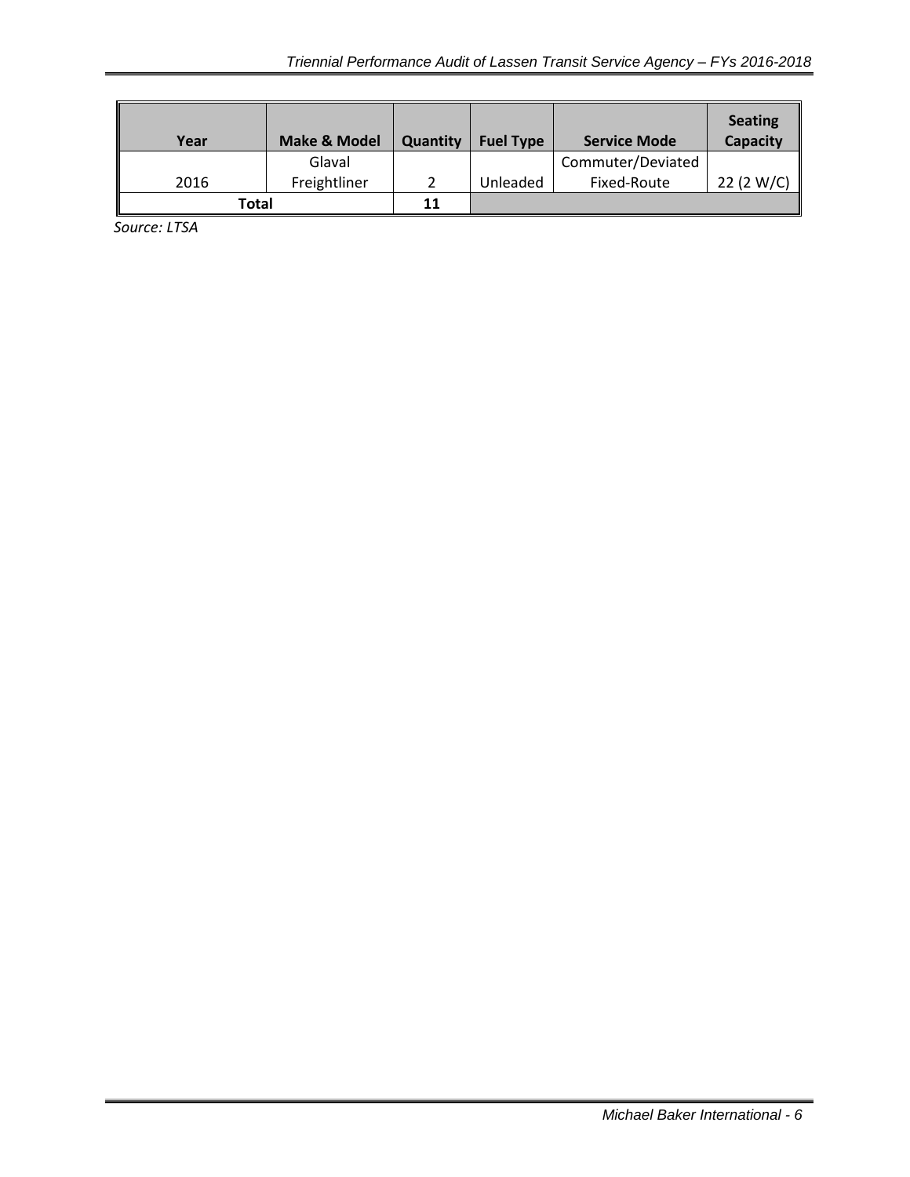| Year | Make & Model | Quantity | Fuel Type | Service Mode | Seating Capacity |
|---|---|---|---|---|---|
| 2016 | Glaval Freightliner | 2 | Unleaded | Commuter/Deviated Fixed-Route | 22 (2 W/C) |
| **Total** | | **11** | | | |

*Source: LTSA*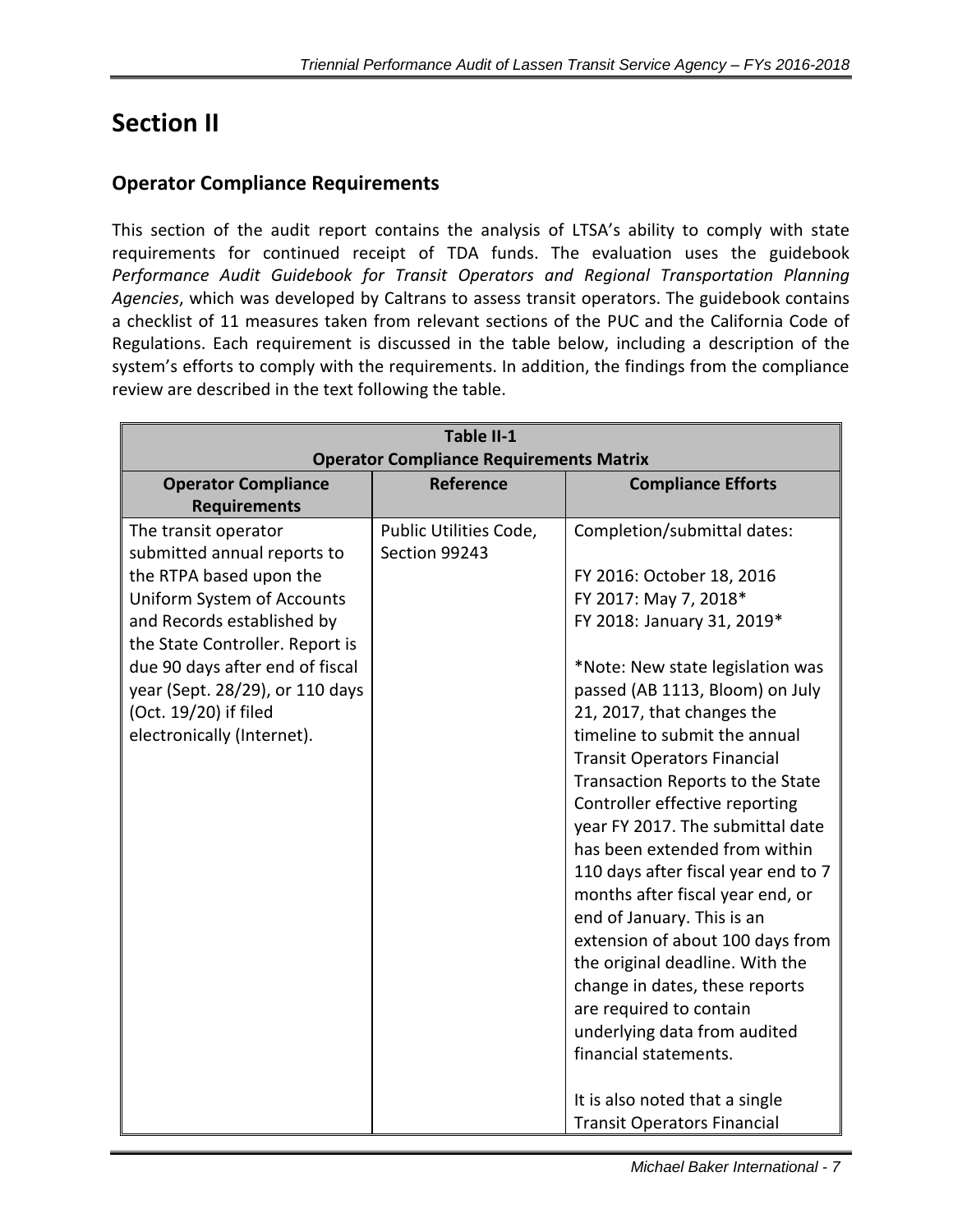# Section II

## Operator Compliance Requirements

This section of the audit report contains the analysis of LTSA's ability to comply with state requirements for continued receipt of TDA funds. The evaluation uses the guidebook *Performance Audit Guidebook for Transit Operators and Regional Transportation Planning Agencies*, which was developed by Caltrans to assess transit operators. The guidebook contains a checklist of 11 measures taken from relevant sections of the PUC and the California Code of Regulations. Each requirement is discussed in the table below, including a description of the system's efforts to comply with the requirements. In addition, the findings from the compliance review are described in the text following the table.

**Table II-1**
**Operator Compliance Requirements Matrix**

| Operator Compliance Requirements | Reference | Compliance Efforts |
|---|---|---|
| The transit operator submitted annual reports to the RTPA based upon the Uniform System of Accounts and Records established by the State Controller. Report is due 90 days after end of fiscal year (Sept. 28/29), or 110 days (Oct. 19/20) if filed electronically (Internet). | Public Utilities Code, Section 99243 | Completion/submittal dates:<br><br>FY 2016: October 18, 2016<br>FY 2017: May 7, 2018*<br>FY 2018: January 31, 2019*<br><br>*Note: New state legislation was passed (AB 1113, Bloom) on July 21, 2017, that changes the timeline to submit the annual Transit Operators Financial Transaction Reports to the State Controller effective reporting year FY 2017. The submittal date has been extended from within 110 days after fiscal year end to 7 months after fiscal year end, or end of January. This is an extension of about 100 days from the original deadline. With the change in dates, these reports are required to contain underlying data from audited financial statements.<br><br>It is also noted that a single Transit Operators Financial |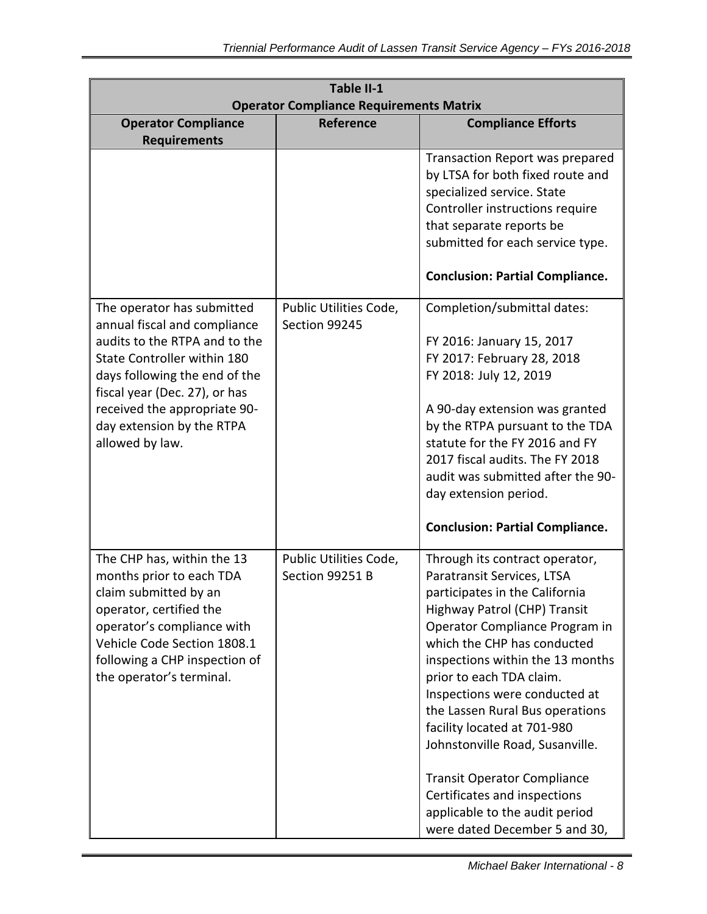| Table II-1 Operator Compliance Requirements Matrix | | |
|---|---|---|
| **Operator Compliance Requirements** | **Reference** | **Compliance Efforts** |
| | | Transaction Report was prepared by LTSA for both fixed route and specialized service. State Controller instructions require that separate reports be submitted for each service type.<br><br>**Conclusion: Partial Compliance.** |
| The operator has submitted annual fiscal and compliance audits to the RTPA and to the State Controller within 180 days following the end of the fiscal year (Dec. 27), or has received the appropriate 90-day extension by the RTPA allowed by law. | Public Utilities Code, Section 99245 | Completion/submittal dates:<br><br>FY 2016: January 15, 2017<br>FY 2017: February 28, 2018<br>FY 2018: July 12, 2019<br><br>A 90-day extension was granted by the RTPA pursuant to the TDA statute for the FY 2016 and FY 2017 fiscal audits. The FY 2018 audit was submitted after the 90-day extension period.<br><br>**Conclusion: Partial Compliance.** |
| The CHP has, within the 13 months prior to each TDA claim submitted by an operator, certified the operator's compliance with Vehicle Code Section 1808.1 following a CHP inspection of the operator's terminal. | Public Utilities Code, Section 99251 B | Through its contract operator, Paratransit Services, LTSA participates in the California Highway Patrol (CHP) Transit Operator Compliance Program in which the CHP has conducted inspections within the 13 months prior to each TDA claim. Inspections were conducted at the Lassen Rural Bus operations facility located at 701-980 Johnstonville Road, Susanville.<br><br>Transit Operator Compliance Certificates and inspections applicable to the audit period were dated December 5 and 30, |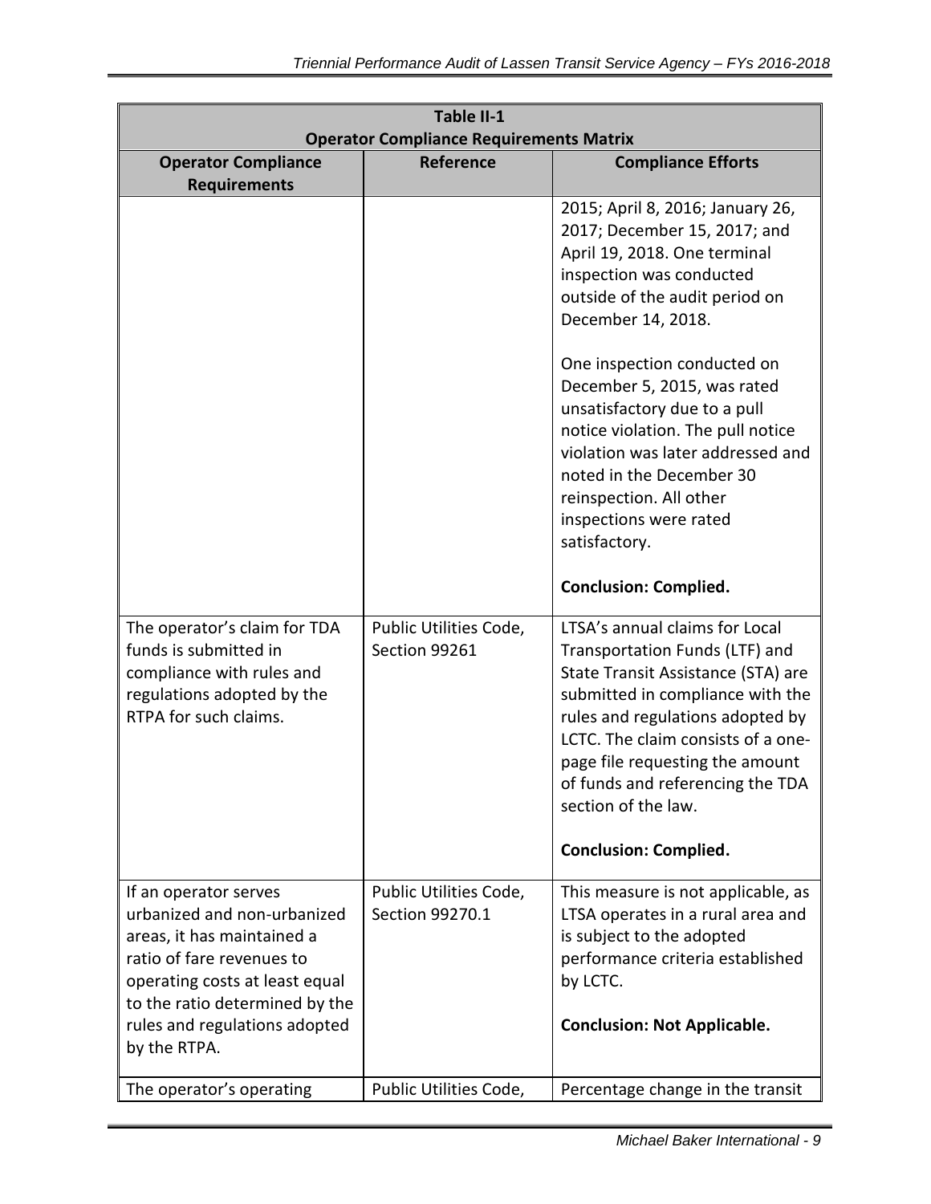| Table II-1<br>Operator Compliance Requirements Matrix | | |
|---|---|---|
| **Operator Compliance Requirements** | **Reference** | **Compliance Efforts** |
| | | 2015; April 8, 2016; January 26, 2017; December 15, 2017; and April 19, 2018. One terminal inspection was conducted outside of the audit period on December 14, 2018.<br><br>One inspection conducted on December 5, 2015, was rated unsatisfactory due to a pull notice violation. The pull notice violation was later addressed and noted in the December 30 reinspection. All other inspections were rated satisfactory.<br><br>**Conclusion: Complied.** |
| The operator's claim for TDA funds is submitted in compliance with rules and regulations adopted by the RTPA for such claims. | Public Utilities Code, Section 99261 | LTSA's annual claims for Local Transportation Funds (LTF) and State Transit Assistance (STA) are submitted in compliance with the rules and regulations adopted by LCTC. The claim consists of a one-page file requesting the amount of funds and referencing the TDA section of the law.<br><br>**Conclusion: Complied.** |
| If an operator serves urbanized and non-urbanized areas, it has maintained a ratio of fare revenues to operating costs at least equal to the ratio determined by the rules and regulations adopted by the RTPA. | Public Utilities Code, Section 99270.1 | This measure is not applicable, as LTSA operates in a rural area and is subject to the adopted performance criteria established by LCTC.<br><br>**Conclusion: Not Applicable.** |
| The operator's operating | Public Utilities Code, | Percentage change in the transit |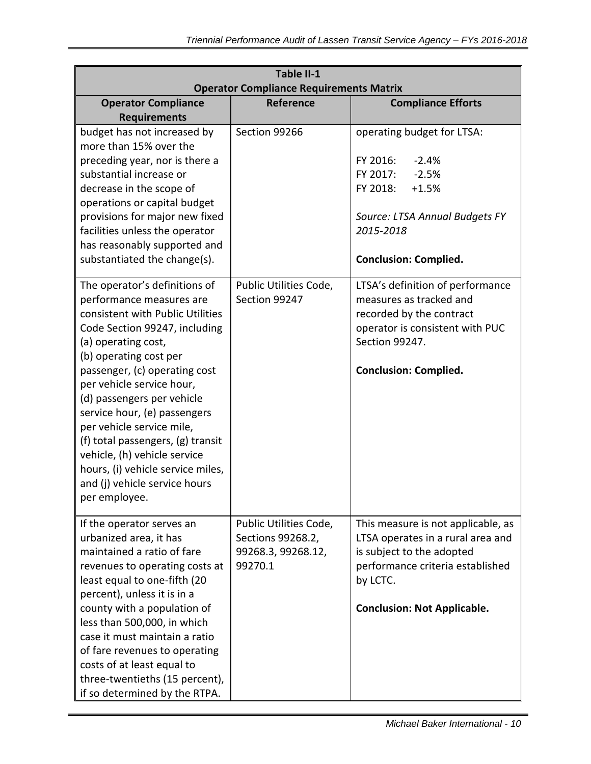| Table II-1 Operator Compliance Requirements Matrix | | |
|---|---|---|
| **Operator Compliance Requirements** | **Reference** | **Compliance Efforts** |
| budget has not increased by more than 15% over the preceding year, nor is there a substantial increase or decrease in the scope of operations or capital budget provisions for major new fixed facilities unless the operator has reasonably supported and substantiated the change(s). | Section 99266 | operating budget for LTSA:<br><br>FY 2016: -2.4%<br>FY 2017: -2.5%<br>FY 2018: +1.5%<br><br>*Source: LTSA Annual Budgets FY 2015-2018*<br><br>**Conclusion: Complied.** |
| The operator's definitions of performance measures are consistent with Public Utilities Code Section 99247, including (a) operating cost, (b) operating cost per passenger, (c) operating cost per vehicle service hour, (d) passengers per vehicle service hour, (e) passengers per vehicle service mile, (f) total passengers, (g) transit vehicle, (h) vehicle service hours, (i) vehicle service miles, and (j) vehicle service hours per employee. | Public Utilities Code, Section 99247 | LTSA's definition of performance measures as tracked and recorded by the contract operator is consistent with PUC Section 99247.<br><br>**Conclusion: Complied.** |
| If the operator serves an urbanized area, it has maintained a ratio of fare revenues to operating costs at least equal to one-fifth (20 percent), unless it is in a county with a population of less than 500,000, in which case it must maintain a ratio of fare revenues to operating costs of at least equal to three-twentieths (15 percent), if so determined by the RTPA. | Public Utilities Code, Sections 99268.2, 99268.3, 99268.12, 99270.1 | This measure is not applicable, as LTSA operates in a rural area and is subject to the adopted performance criteria established by LCTC.<br><br>**Conclusion: Not Applicable.** |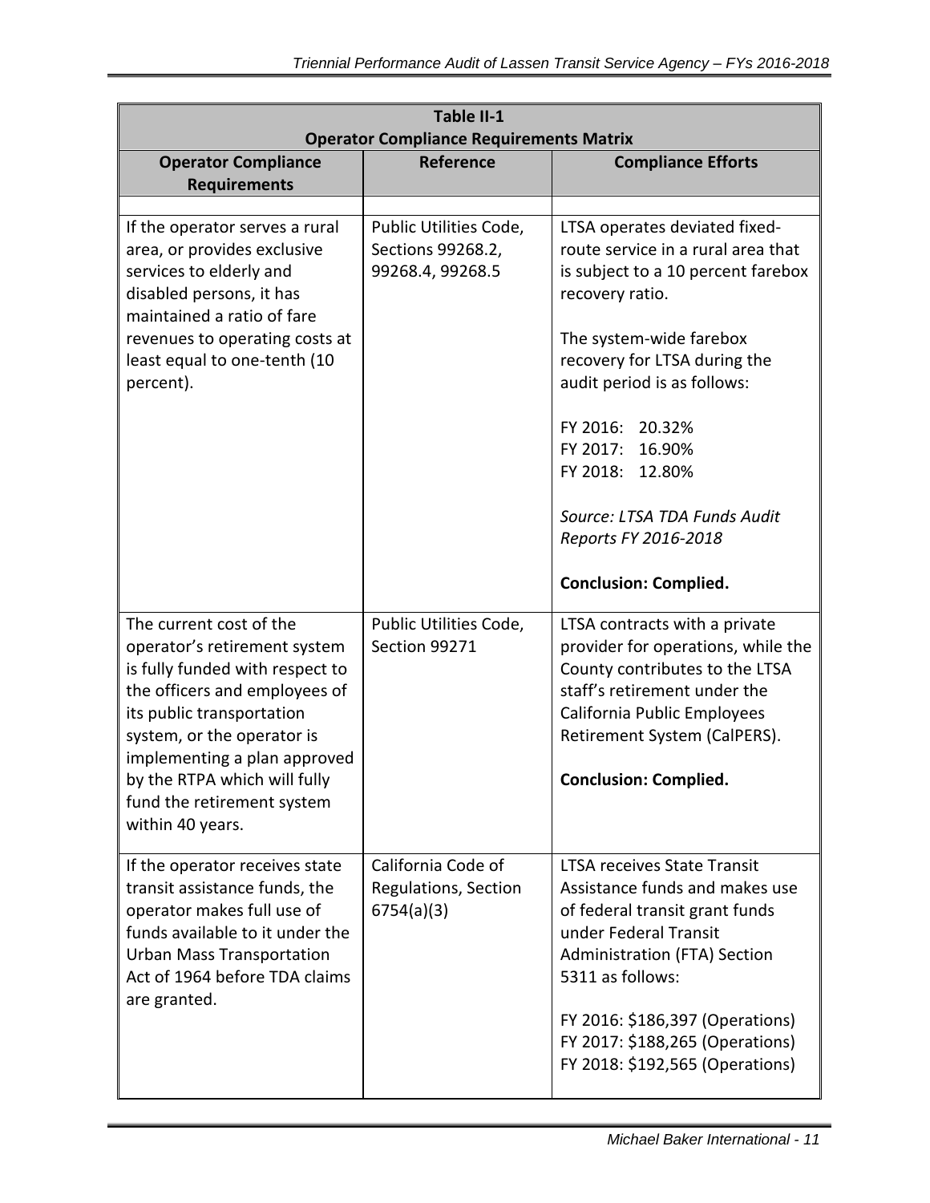| Table II-1<br>Operator Compliance Requirements Matrix | | |
|---|---|---|
| **Operator Compliance Requirements** | **Reference** | **Compliance Efforts** |
| | | |
| If the operator serves a rural area, or provides exclusive services to elderly and disabled persons, it has maintained a ratio of fare revenues to operating costs at least equal to one-tenth (10 percent). | Public Utilities Code, Sections 99268.2, 99268.4, 99268.5 | LTSA operates deviated fixed-route service in a rural area that is subject to a 10 percent farebox recovery ratio.<br><br>The system-wide farebox recovery for LTSA during the audit period is as follows:<br><br>FY 2016: 20.32%<br>FY 2017: 16.90%<br>FY 2018: 12.80%<br><br>*Source: LTSA TDA Funds Audit Reports FY 2016-2018*<br><br>**Conclusion: Complied.** |
| The current cost of the operator's retirement system is fully funded with respect to the officers and employees of its public transportation system, or the operator is implementing a plan approved by the RTPA which will fully fund the retirement system within 40 years. | Public Utilities Code, Section 99271 | LTSA contracts with a private provider for operations, while the County contributes to the LTSA staff's retirement under the California Public Employees Retirement System (CalPERS).<br><br>**Conclusion: Complied.** |
| If the operator receives state transit assistance funds, the operator makes full use of funds available to it under the Urban Mass Transportation Act of 1964 before TDA claims are granted. | California Code of Regulations, Section 6754(a)(3) | LTSA receives State Transit Assistance funds and makes use of federal transit grant funds under Federal Transit Administration (FTA) Section 5311 as follows:<br><br>FY 2016: $186,397 (Operations)<br>FY 2017: $188,265 (Operations)<br>FY 2018: $192,565 (Operations) |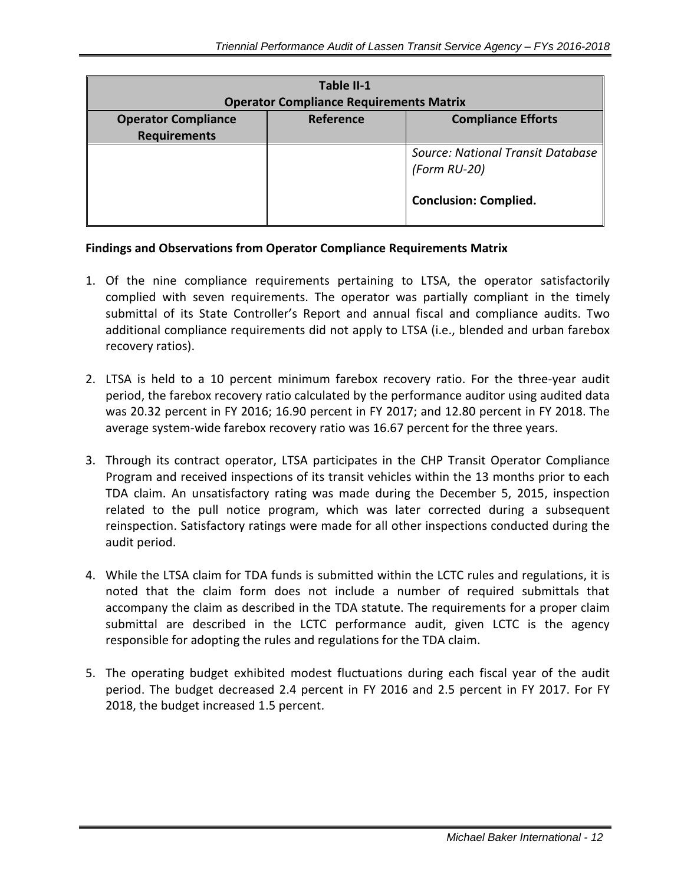| Table II-1<br>Operator Compliance Requirements Matrix | | |
|---|---|---|
| **Operator Compliance Requirements** | **Reference** | **Compliance Efforts** |
| | | *Source: National Transit Database (Form RU-20)*<br><br>**Conclusion: Complied.** |

**Findings and Observations from Operator Compliance Requirements Matrix**

1. Of the nine compliance requirements pertaining to LTSA, the operator satisfactorily complied with seven requirements. The operator was partially compliant in the timely submittal of its State Controller's Report and annual fiscal and compliance audits. Two additional compliance requirements did not apply to LTSA (i.e., blended and urban farebox recovery ratios).

2. LTSA is held to a 10 percent minimum farebox recovery ratio. For the three-year audit period, the farebox recovery ratio calculated by the performance auditor using audited data was 20.32 percent in FY 2016; 16.90 percent in FY 2017; and 12.80 percent in FY 2018. The average system-wide farebox recovery ratio was 16.67 percent for the three years.

3. Through its contract operator, LTSA participates in the CHP Transit Operator Compliance Program and received inspections of its transit vehicles within the 13 months prior to each TDA claim. An unsatisfactory rating was made during the December 5, 2015, inspection related to the pull notice program, which was later corrected during a subsequent reinspection. Satisfactory ratings were made for all other inspections conducted during the audit period.

4. While the LTSA claim for TDA funds is submitted within the LCTC rules and regulations, it is noted that the claim form does not include a number of required submittals that accompany the claim as described in the TDA statute. The requirements for a proper claim submittal are described in the LCTC performance audit, given LCTC is the agency responsible for adopting the rules and regulations for the TDA claim.

5. The operating budget exhibited modest fluctuations during each fiscal year of the audit period. The budget decreased 2.4 percent in FY 2016 and 2.5 percent in FY 2017. For FY 2018, the budget increased 1.5 percent.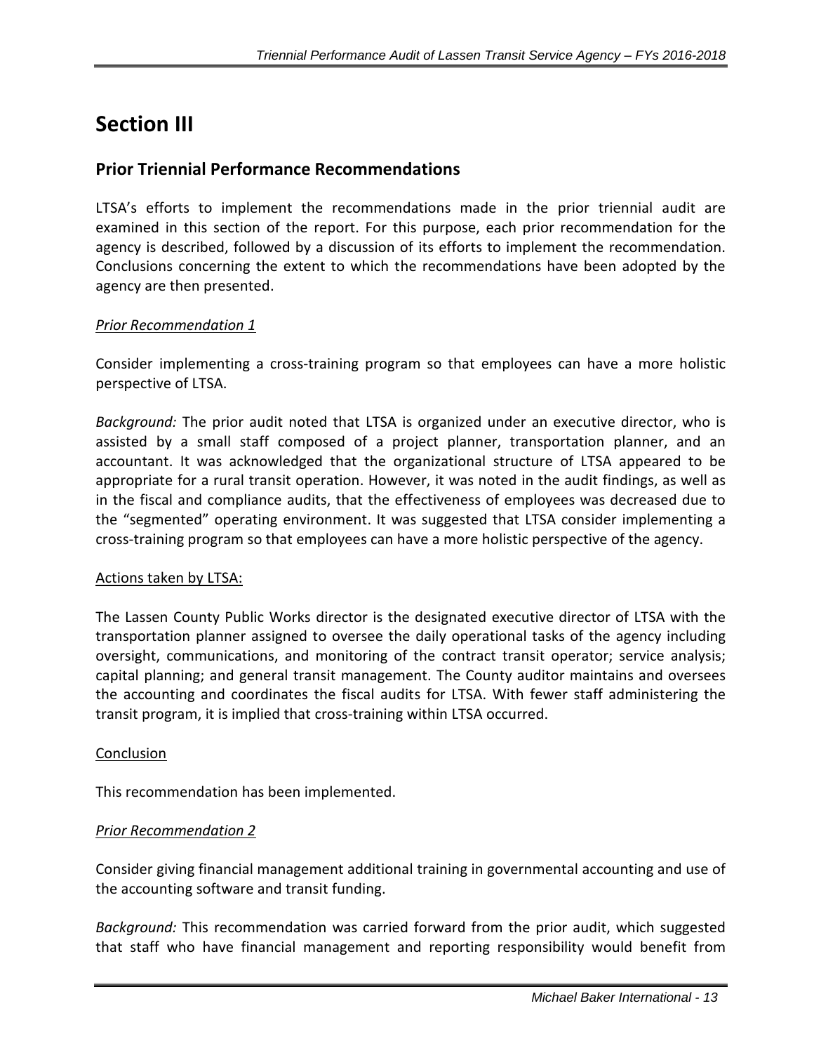# Section III

## Prior Triennial Performance Recommendations

LTSA's efforts to implement the recommendations made in the prior triennial audit are examined in this section of the report. For this purpose, each prior recommendation for the agency is described, followed by a discussion of its efforts to implement the recommendation. Conclusions concerning the extent to which the recommendations have been adopted by the agency are then presented.

*Prior Recommendation 1*

Consider implementing a cross-training program so that employees can have a more holistic perspective of LTSA.

*Background:* The prior audit noted that LTSA is organized under an executive director, who is assisted by a small staff composed of a project planner, transportation planner, and an accountant. It was acknowledged that the organizational structure of LTSA appeared to be appropriate for a rural transit operation. However, it was noted in the audit findings, as well as in the fiscal and compliance audits, that the effectiveness of employees was decreased due to the "segmented" operating environment. It was suggested that LTSA consider implementing a cross-training program so that employees can have a more holistic perspective of the agency.

Actions taken by LTSA:

The Lassen County Public Works director is the designated executive director of LTSA with the transportation planner assigned to oversee the daily operational tasks of the agency including oversight, communications, and monitoring of the contract transit operator; service analysis; capital planning; and general transit management. The County auditor maintains and oversees the accounting and coordinates the fiscal audits for LTSA. With fewer staff administering the transit program, it is implied that cross-training within LTSA occurred.

Conclusion

This recommendation has been implemented.

*Prior Recommendation 2*

Consider giving financial management additional training in governmental accounting and use of the accounting software and transit funding.

*Background:* This recommendation was carried forward from the prior audit, which suggested that staff who have financial management and reporting responsibility would benefit from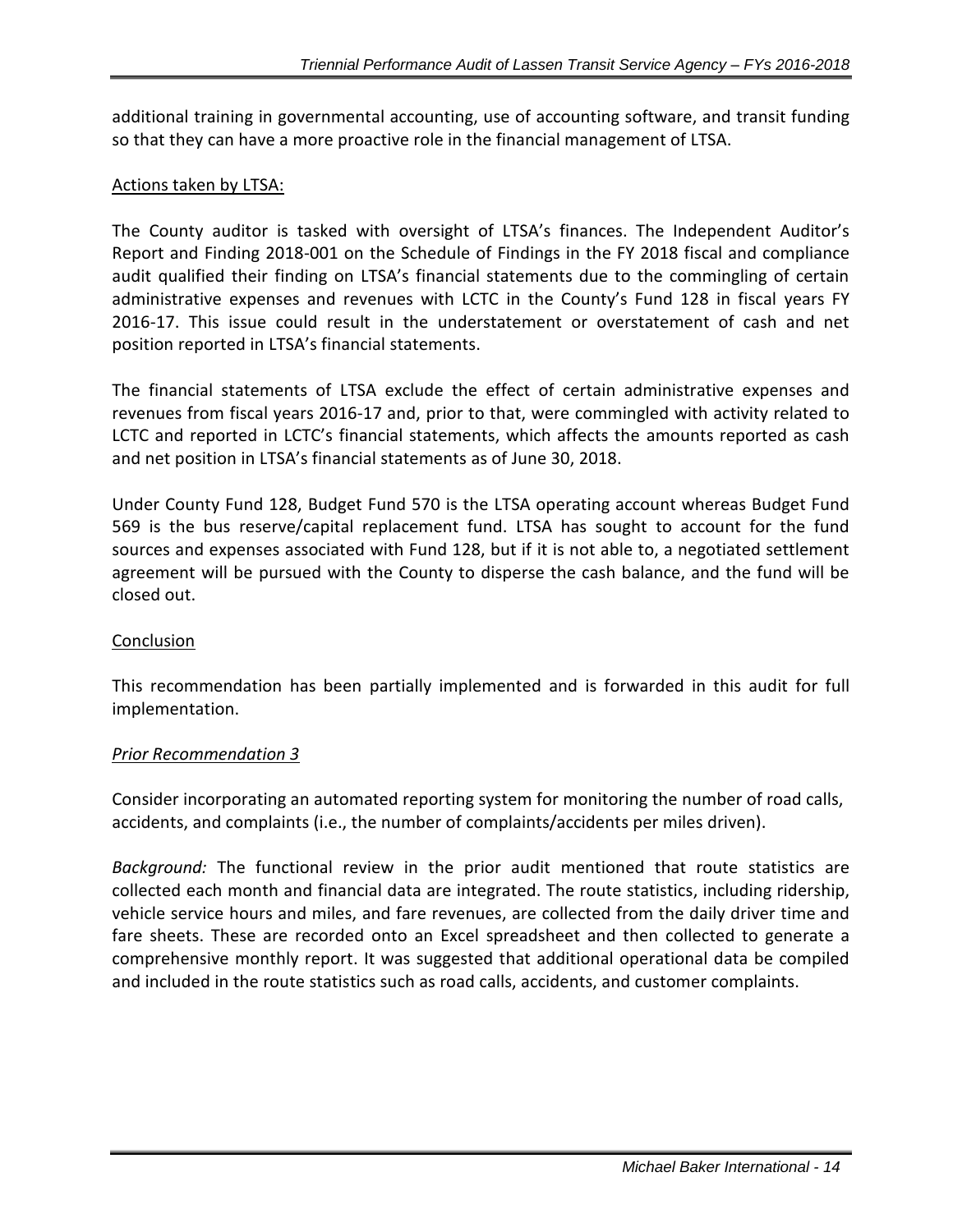additional training in governmental accounting, use of accounting software, and transit funding so that they can have a more proactive role in the financial management of LTSA.

Actions taken by LTSA:

The County auditor is tasked with oversight of LTSA's finances. The Independent Auditor's Report and Finding 2018-001 on the Schedule of Findings in the FY 2018 fiscal and compliance audit qualified their finding on LTSA's financial statements due to the commingling of certain administrative expenses and revenues with LCTC in the County's Fund 128 in fiscal years FY 2016-17. This issue could result in the understatement or overstatement of cash and net position reported in LTSA's financial statements.

The financial statements of LTSA exclude the effect of certain administrative expenses and revenues from fiscal years 2016-17 and, prior to that, were commingled with activity related to LCTC and reported in LCTC's financial statements, which affects the amounts reported as cash and net position in LTSA's financial statements as of June 30, 2018.

Under County Fund 128, Budget Fund 570 is the LTSA operating account whereas Budget Fund 569 is the bus reserve/capital replacement fund. LTSA has sought to account for the fund sources and expenses associated with Fund 128, but if it is not able to, a negotiated settlement agreement will be pursued with the County to disperse the cash balance, and the fund will be closed out.

Conclusion

This recommendation has been partially implemented and is forwarded in this audit for full implementation.

*Prior Recommendation 3*

Consider incorporating an automated reporting system for monitoring the number of road calls, accidents, and complaints (i.e., the number of complaints/accidents per miles driven).

*Background:* The functional review in the prior audit mentioned that route statistics are collected each month and financial data are integrated. The route statistics, including ridership, vehicle service hours and miles, and fare revenues, are collected from the daily driver time and fare sheets. These are recorded onto an Excel spreadsheet and then collected to generate a comprehensive monthly report. It was suggested that additional operational data be compiled and included in the route statistics such as road calls, accidents, and customer complaints.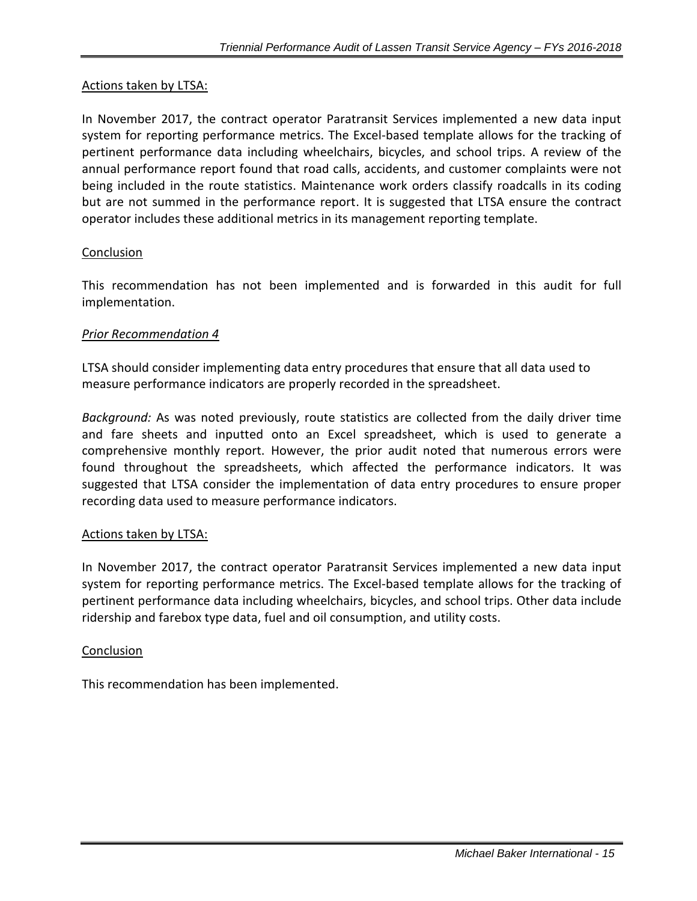Actions taken by LTSA:

In November 2017, the contract operator Paratransit Services implemented a new data input system for reporting performance metrics. The Excel-based template allows for the tracking of pertinent performance data including wheelchairs, bicycles, and school trips. A review of the annual performance report found that road calls, accidents, and customer complaints were not being included in the route statistics. Maintenance work orders classify roadcalls in its coding but are not summed in the performance report. It is suggested that LTSA ensure the contract operator includes these additional metrics in its management reporting template.

Conclusion

This recommendation has not been implemented and is forwarded in this audit for full implementation.

*Prior Recommendation 4*

LTSA should consider implementing data entry procedures that ensure that all data used to measure performance indicators are properly recorded in the spreadsheet.

*Background:* As was noted previously, route statistics are collected from the daily driver time and fare sheets and inputted onto an Excel spreadsheet, which is used to generate a comprehensive monthly report. However, the prior audit noted that numerous errors were found throughout the spreadsheets, which affected the performance indicators. It was suggested that LTSA consider the implementation of data entry procedures to ensure proper recording data used to measure performance indicators.

Actions taken by LTSA:

In November 2017, the contract operator Paratransit Services implemented a new data input system for reporting performance metrics. The Excel-based template allows for the tracking of pertinent performance data including wheelchairs, bicycles, and school trips. Other data include ridership and farebox type data, fuel and oil consumption, and utility costs.

Conclusion

This recommendation has been implemented.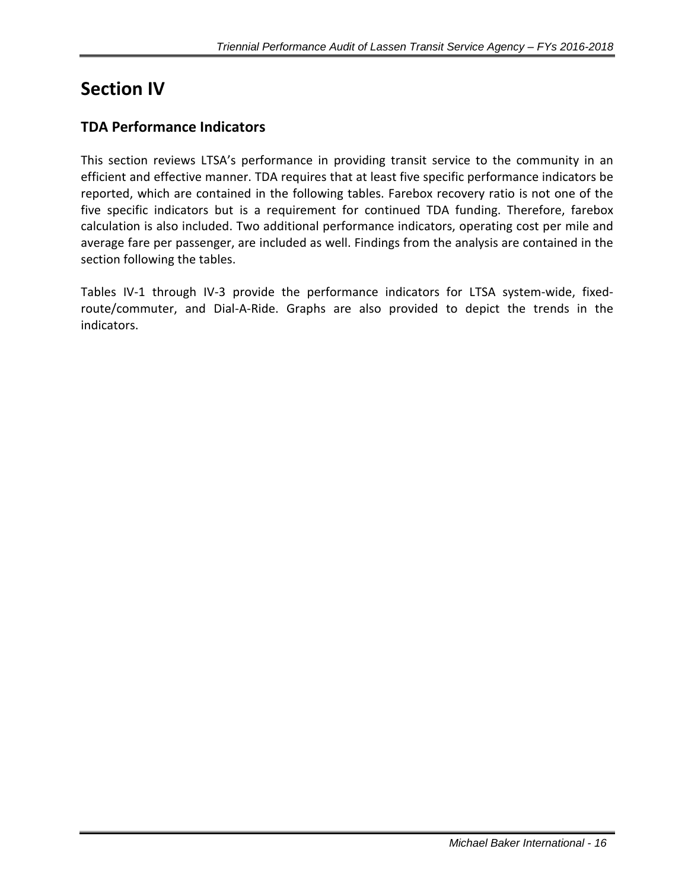# Section IV

## TDA Performance Indicators

This section reviews LTSA's performance in providing transit service to the community in an efficient and effective manner. TDA requires that at least five specific performance indicators be reported, which are contained in the following tables. Farebox recovery ratio is not one of the five specific indicators but is a requirement for continued TDA funding. Therefore, farebox calculation is also included. Two additional performance indicators, operating cost per mile and average fare per passenger, are included as well. Findings from the analysis are contained in the section following the tables.

Tables IV-1 through IV-3 provide the performance indicators for LTSA system-wide, fixed-route/commuter, and Dial-A-Ride. Graphs are also provided to depict the trends in the indicators.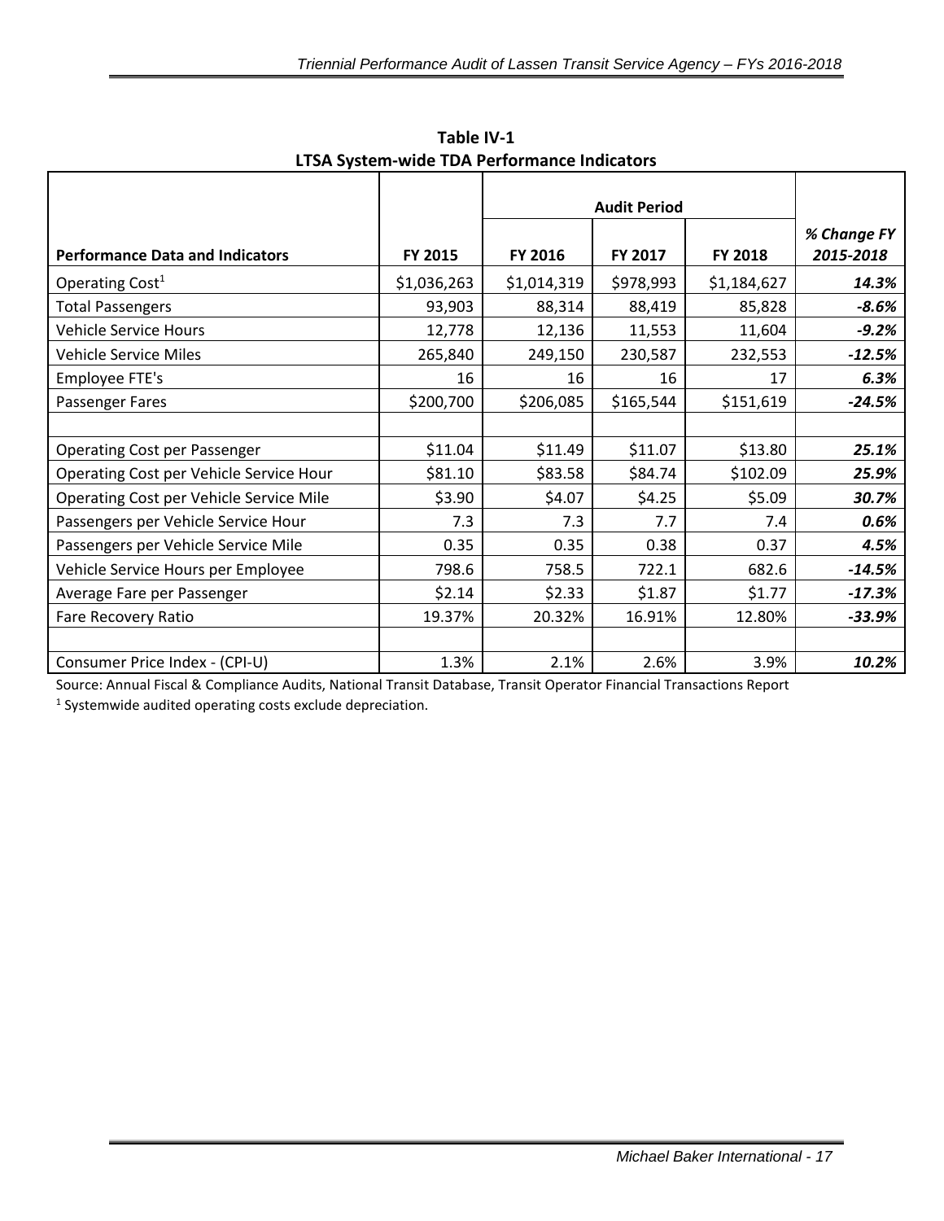**Table IV-1**
**LTSA System-wide TDA Performance Indicators**

| Performance Data and Indicators | FY 2015 | Audit Period | | | *% Change FY 2015-2018* |
|---|---|---|---|---|---|
| | | FY 2016 | FY 2017 | FY 2018 | |
| Operating Cost[1] | $1,036,263 | $1,014,319 | $978,993 | $1,184,627 | ***14.3%*** |
| Total Passengers | 93,903 | 88,314 | 88,419 | 85,828 | ***-8.6%*** |
| Vehicle Service Hours | 12,778 | 12,136 | 11,553 | 11,604 | ***-9.2%*** |
| Vehicle Service Miles | 265,840 | 249,150 | 230,587 | 232,553 | ***-12.5%*** |
| Employee FTE's | 16 | 16 | 16 | 17 | ***6.3%*** |
| Passenger Fares | $200,700 | $206,085 | $165,544 | $151,619 | ***-24.5%*** |
| | | | | | |
| Operating Cost per Passenger | $11.04 | $11.49 | $11.07 | $13.80 | ***25.1%*** |
| Operating Cost per Vehicle Service Hour | $81.10 | $83.58 | $84.74 | $102.09 | ***25.9%*** |
| Operating Cost per Vehicle Service Mile | $3.90 | $4.07 | $4.25 | $5.09 | ***30.7%*** |
| Passengers per Vehicle Service Hour | 7.3 | 7.3 | 7.7 | 7.4 | ***0.6%*** |
| Passengers per Vehicle Service Mile | 0.35 | 0.35 | 0.38 | 0.37 | ***4.5%*** |
| Vehicle Service Hours per Employee | 798.6 | 758.5 | 722.1 | 682.6 | ***-14.5%*** |
| Average Fare per Passenger | $2.14 | $2.33 | $1.87 | $1.77 | ***-17.3%*** |
| Fare Recovery Ratio | 19.37% | 20.32% | 16.91% | 12.80% | ***-33.9%*** |
| | | | | | |
| Consumer Price Index - (CPI-U) | 1.3% | 2.1% | 2.6% | 3.9% | ***10.2%*** |

Source: Annual Fiscal & Compliance Audits, National Transit Database, Transit Operator Financial Transactions Report

[1] Systemwide audited operating costs exclude depreciation.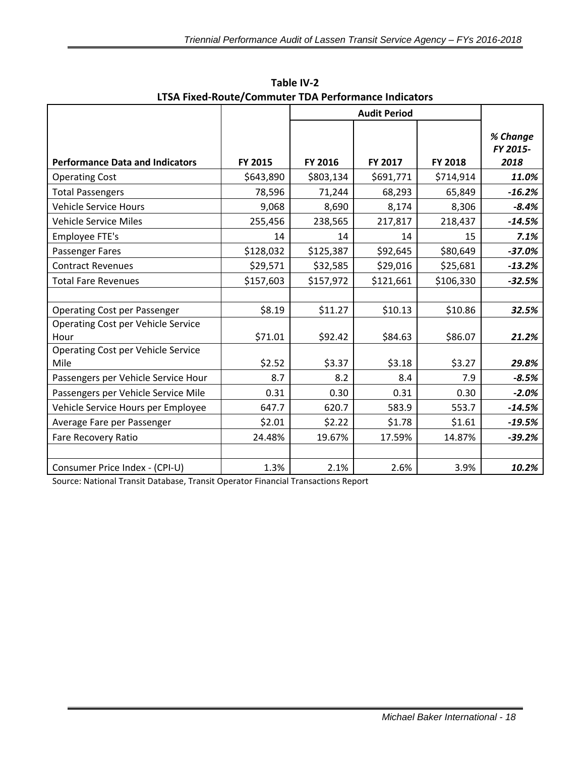**Table IV-2**
**LTSA Fixed-Route/Commuter TDA Performance Indicators**

| Performance Data and Indicators | FY 2015 | Audit Period | | | *% Change FY 2015-2018* |
|---|---|---|---|---|---|
| | | FY 2016 | FY 2017 | FY 2018 | |
| Operating Cost | $643,890 | $803,134 | $691,771 | $714,914 | ***11.0%*** |
| Total Passengers | 78,596 | 71,244 | 68,293 | 65,849 | ***-16.2%*** |
| Vehicle Service Hours | 9,068 | 8,690 | 8,174 | 8,306 | ***-8.4%*** |
| Vehicle Service Miles | 255,456 | 238,565 | 217,817 | 218,437 | ***-14.5%*** |
| Employee FTE's | 14 | 14 | 14 | 15 | ***7.1%*** |
| Passenger Fares | $128,032 | $125,387 | $92,645 | $80,649 | ***-37.0%*** |
| Contract Revenues | $29,571 | $32,585 | $29,016 | $25,681 | ***-13.2%*** |
| Total Fare Revenues | $157,603 | $157,972 | $121,661 | $106,330 | ***-32.5%*** |
| | | | | | |
| Operating Cost per Passenger | $8.19 | $11.27 | $10.13 | $10.86 | ***32.5%*** |
| Operating Cost per Vehicle Service Hour | $71.01 | $92.42 | $84.63 | $86.07 | ***21.2%*** |
| Operating Cost per Vehicle Service Mile | $2.52 | $3.37 | $3.18 | $3.27 | ***29.8%*** |
| Passengers per Vehicle Service Hour | 8.7 | 8.2 | 8.4 | 7.9 | ***-8.5%*** |
| Passengers per Vehicle Service Mile | 0.31 | 0.30 | 0.31 | 0.30 | ***-2.0%*** |
| Vehicle Service Hours per Employee | 647.7 | 620.7 | 583.9 | 553.7 | ***-14.5%*** |
| Average Fare per Passenger | $2.01 | $2.22 | $1.78 | $1.61 | ***-19.5%*** |
| Fare Recovery Ratio | 24.48% | 19.67% | 17.59% | 14.87% | ***-39.2%*** |
| | | | | | |
| Consumer Price Index - (CPI-U) | 1.3% | 2.1% | 2.6% | 3.9% | ***10.2%*** |

Source: National Transit Database, Transit Operator Financial Transactions Report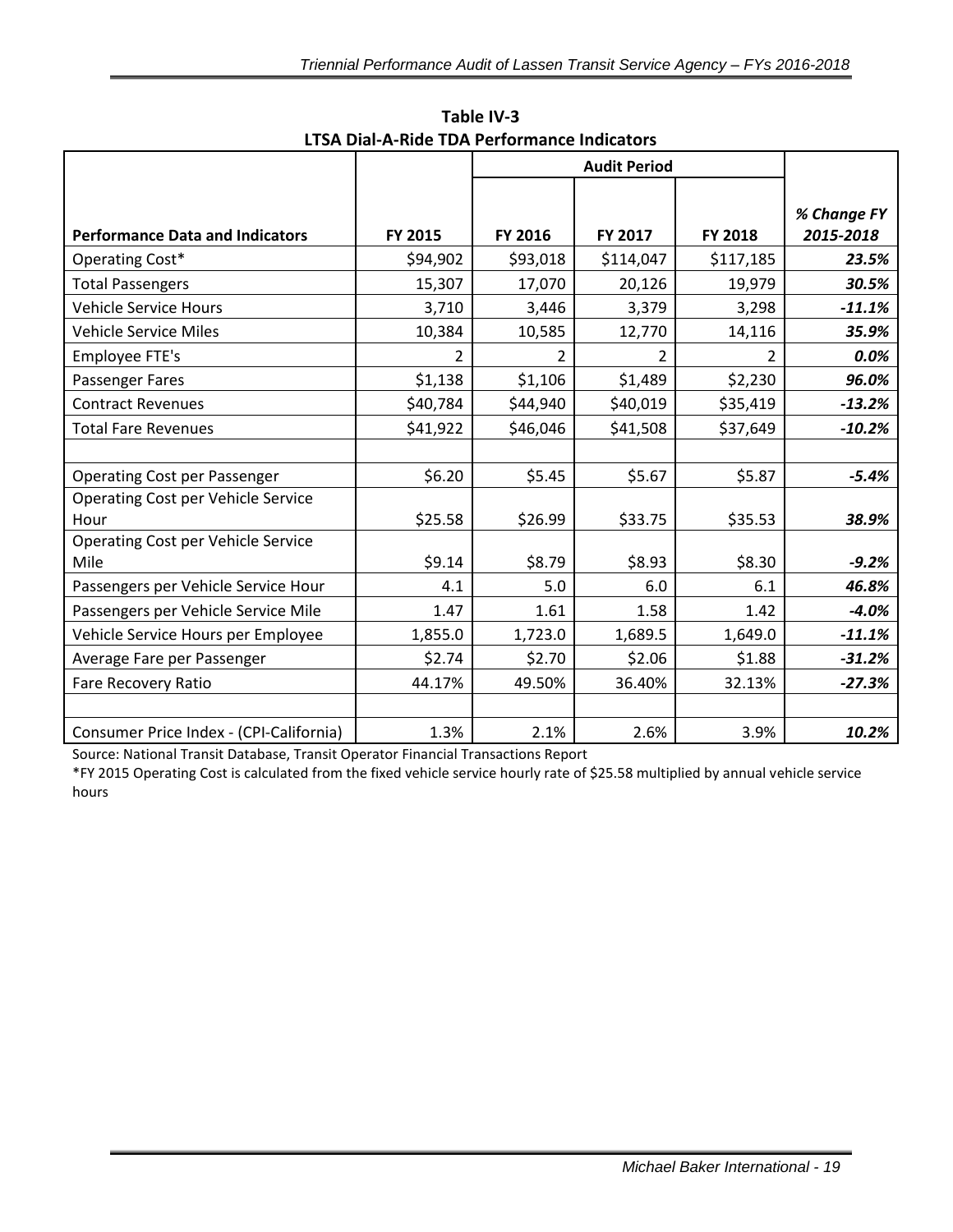**Table IV-3**
**LTSA Dial-A-Ride TDA Performance Indicators**

| Performance Data and Indicators | FY 2015 | Audit Period | | | % Change FY 2015-2018 |
|---|---|---|---|---|---|
| | | FY 2016 | FY 2017 | FY 2018 | |
| Operating Cost* | $94,902 | $93,018 | $114,047 | $117,185 | ***23.5%*** |
| Total Passengers | 15,307 | 17,070 | 20,126 | 19,979 | ***30.5%*** |
| Vehicle Service Hours | 3,710 | 3,446 | 3,379 | 3,298 | ***-11.1%*** |
| Vehicle Service Miles | 10,384 | 10,585 | 12,770 | 14,116 | ***35.9%*** |
| Employee FTE's | 2 | 2 | 2 | 2 | ***0.0%*** |
| Passenger Fares | $1,138 | $1,106 | $1,489 | $2,230 | ***96.0%*** |
| Contract Revenues | $40,784 | $44,940 | $40,019 | $35,419 | ***-13.2%*** |
| Total Fare Revenues | $41,922 | $46,046 | $41,508 | $37,649 | ***-10.2%*** |
| | | | | | |
| Operating Cost per Passenger | $6.20 | $5.45 | $5.67 | $5.87 | ***-5.4%*** |
| Operating Cost per Vehicle Service Hour | $25.58 | $26.99 | $33.75 | $35.53 | ***38.9%*** |
| Operating Cost per Vehicle Service Mile | $9.14 | $8.79 | $8.93 | $8.30 | ***-9.2%*** |
| Passengers per Vehicle Service Hour | 4.1 | 5.0 | 6.0 | 6.1 | ***46.8%*** |
| Passengers per Vehicle Service Mile | 1.47 | 1.61 | 1.58 | 1.42 | ***-4.0%*** |
| Vehicle Service Hours per Employee | 1,855.0 | 1,723.0 | 1,689.5 | 1,649.0 | ***-11.1%*** |
| Average Fare per Passenger | $2.74 | $2.70 | $2.06 | $1.88 | ***-31.2%*** |
| Fare Recovery Ratio | 44.17% | 49.50% | 36.40% | 32.13% | ***-27.3%*** |
| | | | | | |
| Consumer Price Index - (CPI-California) | 1.3% | 2.1% | 2.6% | 3.9% | ***10.2%*** |

Source: National Transit Database, Transit Operator Financial Transactions Report

*FY 2015 Operating Cost is calculated from the fixed vehicle service hourly rate of $25.58 multiplied by annual vehicle service hours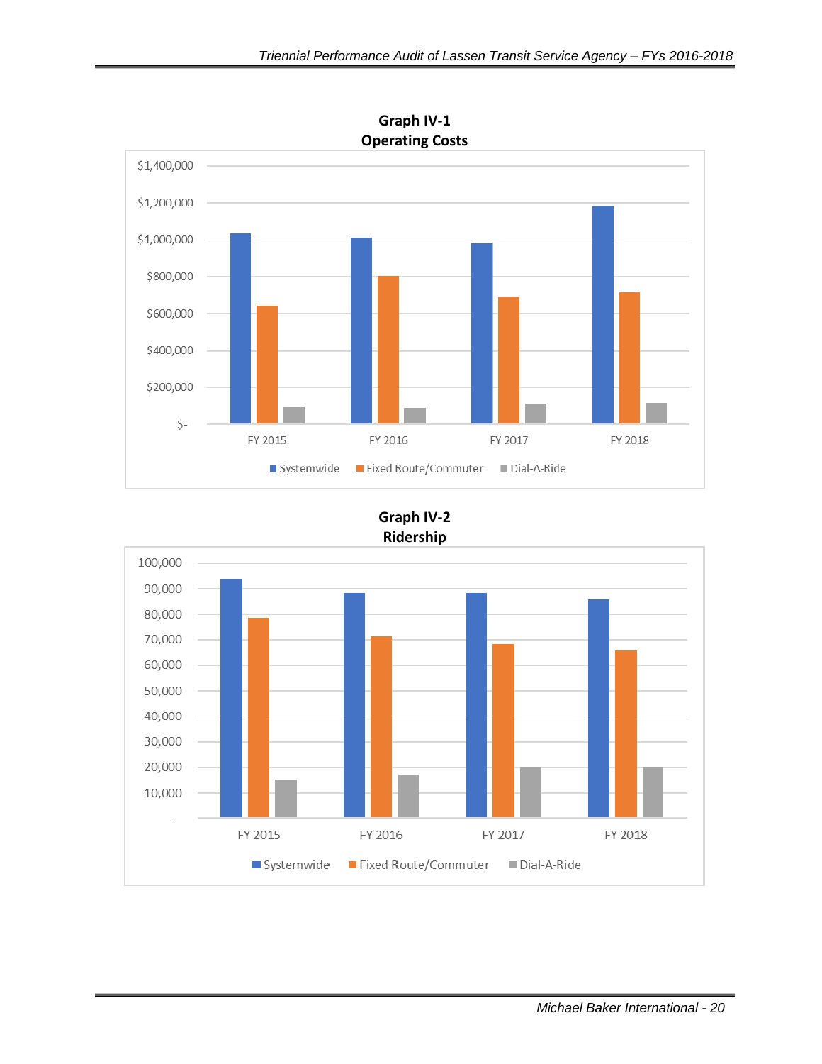**Graph IV-1**
**Operating Costs**

**Graph IV-2**
**Ridership**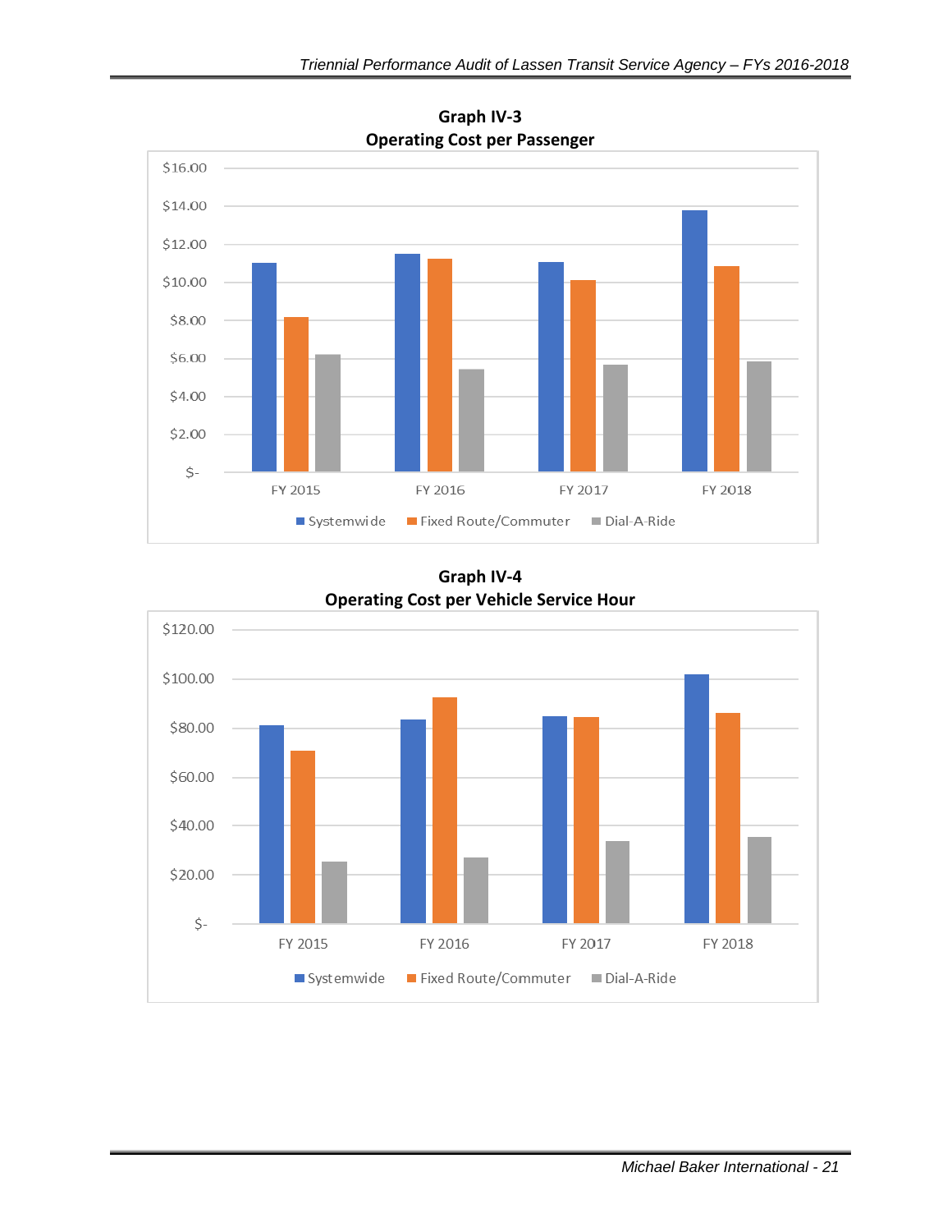**Graph IV-3**
**Operating Cost per Passenger**

**Graph IV-4**
**Operating Cost per Vehicle Service Hour**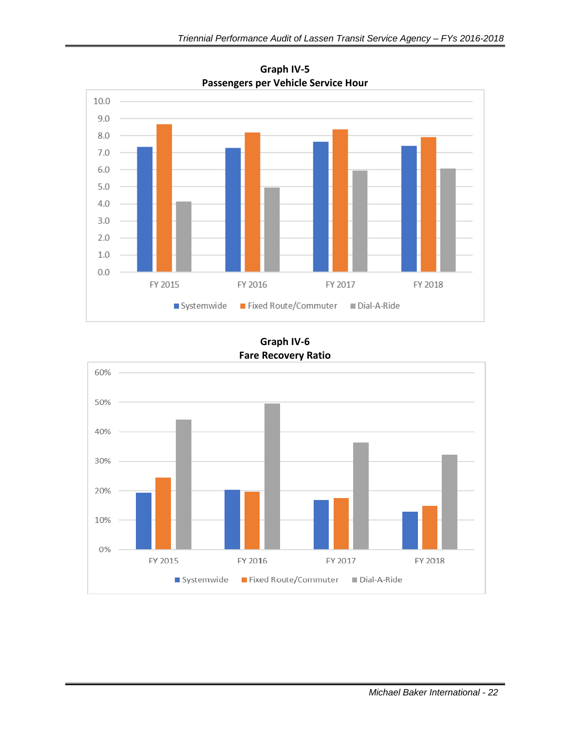**Graph IV-5**
**Passengers per Vehicle Service Hour**

**Graph IV-6**
**Fare Recovery Ratio**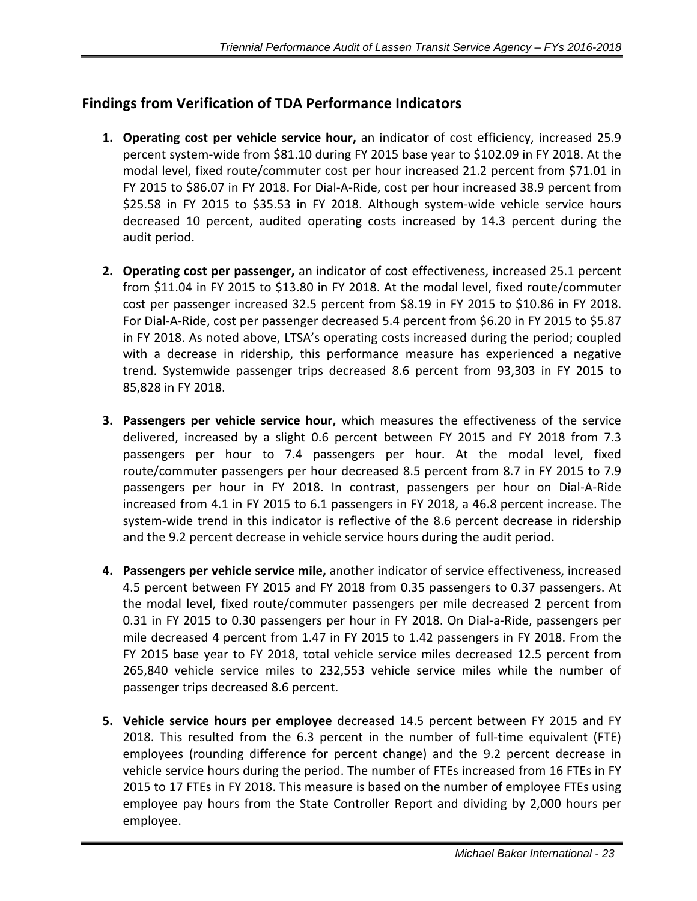## Findings from Verification of TDA Performance Indicators

1. **Operating cost per vehicle service hour,** an indicator of cost efficiency, increased 25.9 percent system-wide from $81.10 during FY 2015 base year to $102.09 in FY 2018. At the modal level, fixed route/commuter cost per hour increased 21.2 percent from $71.01 in FY 2015 to $86.07 in FY 2018. For Dial-A-Ride, cost per hour increased 38.9 percent from $25.58 in FY 2015 to $35.53 in FY 2018. Although system-wide vehicle service hours decreased 10 percent, audited operating costs increased by 14.3 percent during the audit period.

2. **Operating cost per passenger,** an indicator of cost effectiveness, increased 25.1 percent from $11.04 in FY 2015 to $13.80 in FY 2018. At the modal level, fixed route/commuter cost per passenger increased 32.5 percent from $8.19 in FY 2015 to $10.86 in FY 2018. For Dial-A-Ride, cost per passenger decreased 5.4 percent from $6.20 in FY 2015 to $5.87 in FY 2018. As noted above, LTSA's operating costs increased during the period; coupled with a decrease in ridership, this performance measure has experienced a negative trend. Systemwide passenger trips decreased 8.6 percent from 93,303 in FY 2015 to 85,828 in FY 2018.

3. **Passengers per vehicle service hour,** which measures the effectiveness of the service delivered, increased by a slight 0.6 percent between FY 2015 and FY 2018 from 7.3 passengers per hour to 7.4 passengers per hour. At the modal level, fixed route/commuter passengers per hour decreased 8.5 percent from 8.7 in FY 2015 to 7.9 passengers per hour in FY 2018. In contrast, passengers per hour on Dial-A-Ride increased from 4.1 in FY 2015 to 6.1 passengers in FY 2018, a 46.8 percent increase. The system-wide trend in this indicator is reflective of the 8.6 percent decrease in ridership and the 9.2 percent decrease in vehicle service hours during the audit period.

4. **Passengers per vehicle service mile,** another indicator of service effectiveness, increased 4.5 percent between FY 2015 and FY 2018 from 0.35 passengers to 0.37 passengers. At the modal level, fixed route/commuter passengers per mile decreased 2 percent from 0.31 in FY 2015 to 0.30 passengers per hour in FY 2018. On Dial-a-Ride, passengers per mile decreased 4 percent from 1.47 in FY 2015 to 1.42 passengers in FY 2018. From the FY 2015 base year to FY 2018, total vehicle service miles decreased 12.5 percent from 265,840 vehicle service miles to 232,553 vehicle service miles while the number of passenger trips decreased 8.6 percent.

5. **Vehicle service hours per employee** decreased 14.5 percent between FY 2015 and FY 2018. This resulted from the 6.3 percent in the number of full-time equivalent (FTE) employees (rounding difference for percent change) and the 9.2 percent decrease in vehicle service hours during the period. The number of FTEs increased from 16 FTEs in FY 2015 to 17 FTEs in FY 2018. This measure is based on the number of employee FTEs using employee pay hours from the State Controller Report and dividing by 2,000 hours per employee.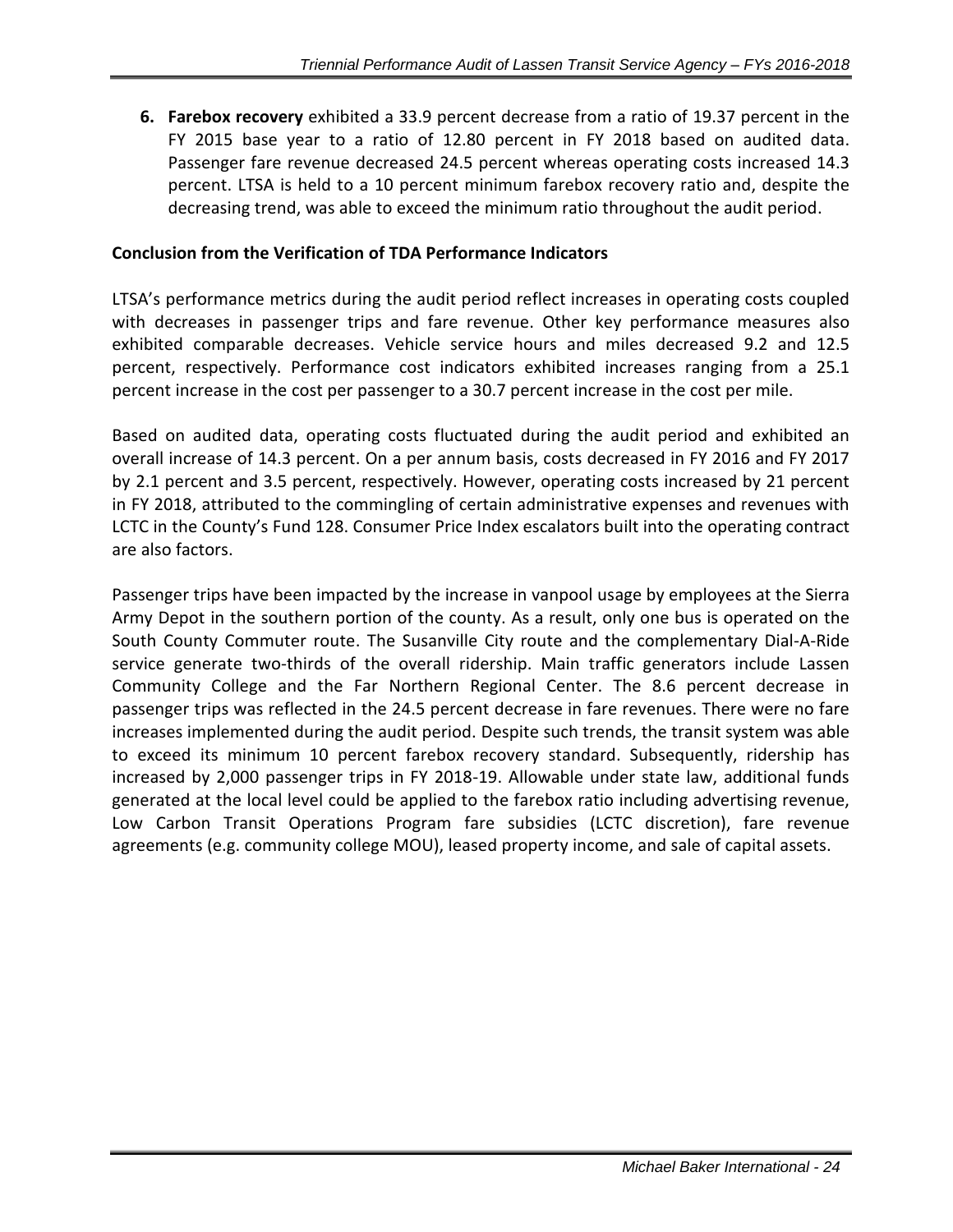6. **Farebox recovery** exhibited a 33.9 percent decrease from a ratio of 19.37 percent in the FY 2015 base year to a ratio of 12.80 percent in FY 2018 based on audited data. Passenger fare revenue decreased 24.5 percent whereas operating costs increased 14.3 percent. LTSA is held to a 10 percent minimum farebox recovery ratio and, despite the decreasing trend, was able to exceed the minimum ratio throughout the audit period.

**Conclusion from the Verification of TDA Performance Indicators**

LTSA's performance metrics during the audit period reflect increases in operating costs coupled with decreases in passenger trips and fare revenue. Other key performance measures also exhibited comparable decreases. Vehicle service hours and miles decreased 9.2 and 12.5 percent, respectively. Performance cost indicators exhibited increases ranging from a 25.1 percent increase in the cost per passenger to a 30.7 percent increase in the cost per mile.

Based on audited data, operating costs fluctuated during the audit period and exhibited an overall increase of 14.3 percent. On a per annum basis, costs decreased in FY 2016 and FY 2017 by 2.1 percent and 3.5 percent, respectively. However, operating costs increased by 21 percent in FY 2018, attributed to the commingling of certain administrative expenses and revenues with LCTC in the County's Fund 128. Consumer Price Index escalators built into the operating contract are also factors.

Passenger trips have been impacted by the increase in vanpool usage by employees at the Sierra Army Depot in the southern portion of the county. As a result, only one bus is operated on the South County Commuter route. The Susanville City route and the complementary Dial-A-Ride service generate two-thirds of the overall ridership. Main traffic generators include Lassen Community College and the Far Northern Regional Center. The 8.6 percent decrease in passenger trips was reflected in the 24.5 percent decrease in fare revenues. There were no fare increases implemented during the audit period. Despite such trends, the transit system was able to exceed its minimum 10 percent farebox recovery standard. Subsequently, ridership has increased by 2,000 passenger trips in FY 2018-19. Allowable under state law, additional funds generated at the local level could be applied to the farebox ratio including advertising revenue, Low Carbon Transit Operations Program fare subsidies (LCTC discretion), fare revenue agreements (e.g. community college MOU), leased property income, and sale of capital assets.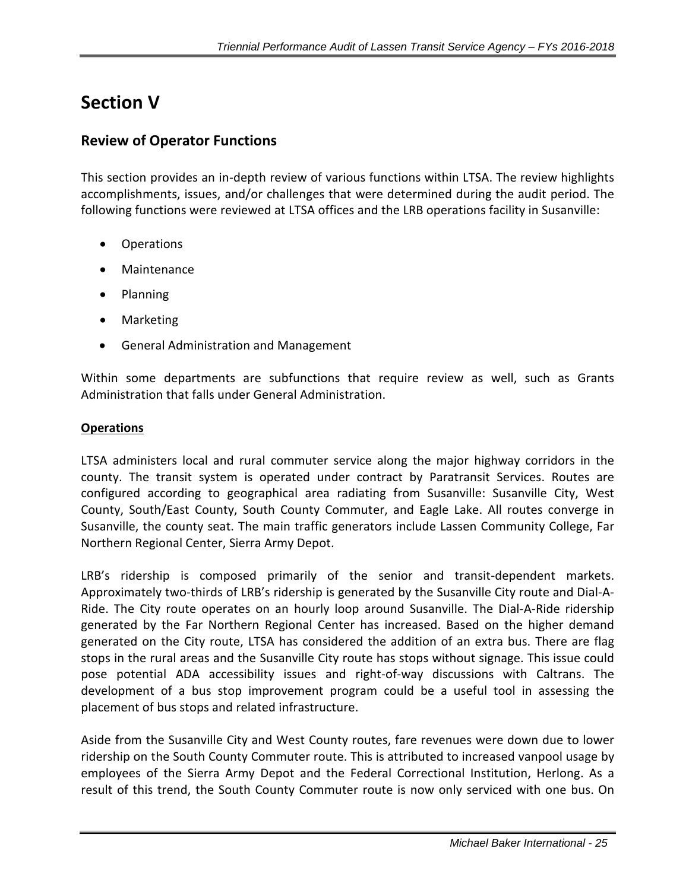# Section V

## Review of Operator Functions

This section provides an in-depth review of various functions within LTSA. The review highlights accomplishments, issues, and/or challenges that were determined during the audit period. The following functions were reviewed at LTSA offices and the LRB operations facility in Susanville:

- Operations
- Maintenance
- Planning
- Marketing
- General Administration and Management

Within some departments are subfunctions that require review as well, such as Grants Administration that falls under General Administration.

### Operations

LTSA administers local and rural commuter service along the major highway corridors in the county. The transit system is operated under contract by Paratransit Services. Routes are configured according to geographical area radiating from Susanville: Susanville City, West County, South/East County, South County Commuter, and Eagle Lake. All routes converge in Susanville, the county seat. The main traffic generators include Lassen Community College, Far Northern Regional Center, Sierra Army Depot.

LRB's ridership is composed primarily of the senior and transit-dependent markets. Approximately two-thirds of LRB's ridership is generated by the Susanville City route and Dial-A-Ride. The City route operates on an hourly loop around Susanville. The Dial-A-Ride ridership generated by the Far Northern Regional Center has increased. Based on the higher demand generated on the City route, LTSA has considered the addition of an extra bus. There are flag stops in the rural areas and the Susanville City route has stops without signage. This issue could pose potential ADA accessibility issues and right-of-way discussions with Caltrans. The development of a bus stop improvement program could be a useful tool in assessing the placement of bus stops and related infrastructure.

Aside from the Susanville City and West County routes, fare revenues were down due to lower ridership on the South County Commuter route. This is attributed to increased vanpool usage by employees of the Sierra Army Depot and the Federal Correctional Institution, Herlong. As a result of this trend, the South County Commuter route is now only serviced with one bus. On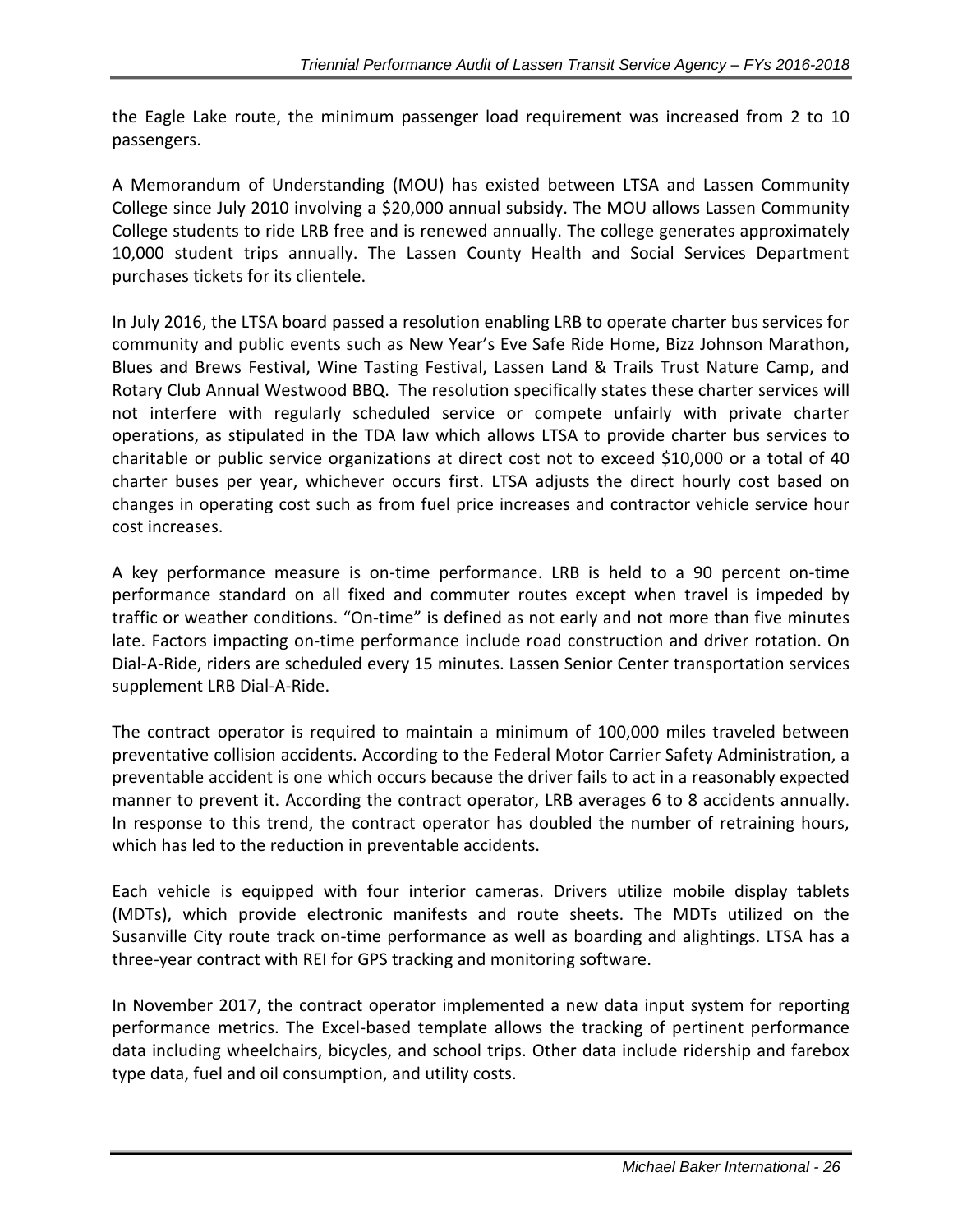the Eagle Lake route, the minimum passenger load requirement was increased from 2 to 10 passengers.

A Memorandum of Understanding (MOU) has existed between LTSA and Lassen Community College since July 2010 involving a $20,000 annual subsidy. The MOU allows Lassen Community College students to ride LRB free and is renewed annually. The college generates approximately 10,000 student trips annually. The Lassen County Health and Social Services Department purchases tickets for its clientele.

In July 2016, the LTSA board passed a resolution enabling LRB to operate charter bus services for community and public events such as New Year's Eve Safe Ride Home, Bizz Johnson Marathon, Blues and Brews Festival, Wine Tasting Festival, Lassen Land & Trails Trust Nature Camp, and Rotary Club Annual Westwood BBQ. The resolution specifically states these charter services will not interfere with regularly scheduled service or compete unfairly with private charter operations, as stipulated in the TDA law which allows LTSA to provide charter bus services to charitable or public service organizations at direct cost not to exceed $10,000 or a total of 40 charter buses per year, whichever occurs first. LTSA adjusts the direct hourly cost based on changes in operating cost such as from fuel price increases and contractor vehicle service hour cost increases.

A key performance measure is on-time performance. LRB is held to a 90 percent on-time performance standard on all fixed and commuter routes except when travel is impeded by traffic or weather conditions. "On-time" is defined as not early and not more than five minutes late. Factors impacting on-time performance include road construction and driver rotation. On Dial-A-Ride, riders are scheduled every 15 minutes. Lassen Senior Center transportation services supplement LRB Dial-A-Ride.

The contract operator is required to maintain a minimum of 100,000 miles traveled between preventative collision accidents. According to the Federal Motor Carrier Safety Administration, a preventable accident is one which occurs because the driver fails to act in a reasonably expected manner to prevent it. According the contract operator, LRB averages 6 to 8 accidents annually. In response to this trend, the contract operator has doubled the number of retraining hours, which has led to the reduction in preventable accidents.

Each vehicle is equipped with four interior cameras. Drivers utilize mobile display tablets (MDTs), which provide electronic manifests and route sheets. The MDTs utilized on the Susanville City route track on-time performance as well as boarding and alightings. LTSA has a three-year contract with REI for GPS tracking and monitoring software.

In November 2017, the contract operator implemented a new data input system for reporting performance metrics. The Excel-based template allows the tracking of pertinent performance data including wheelchairs, bicycles, and school trips. Other data include ridership and farebox type data, fuel and oil consumption, and utility costs.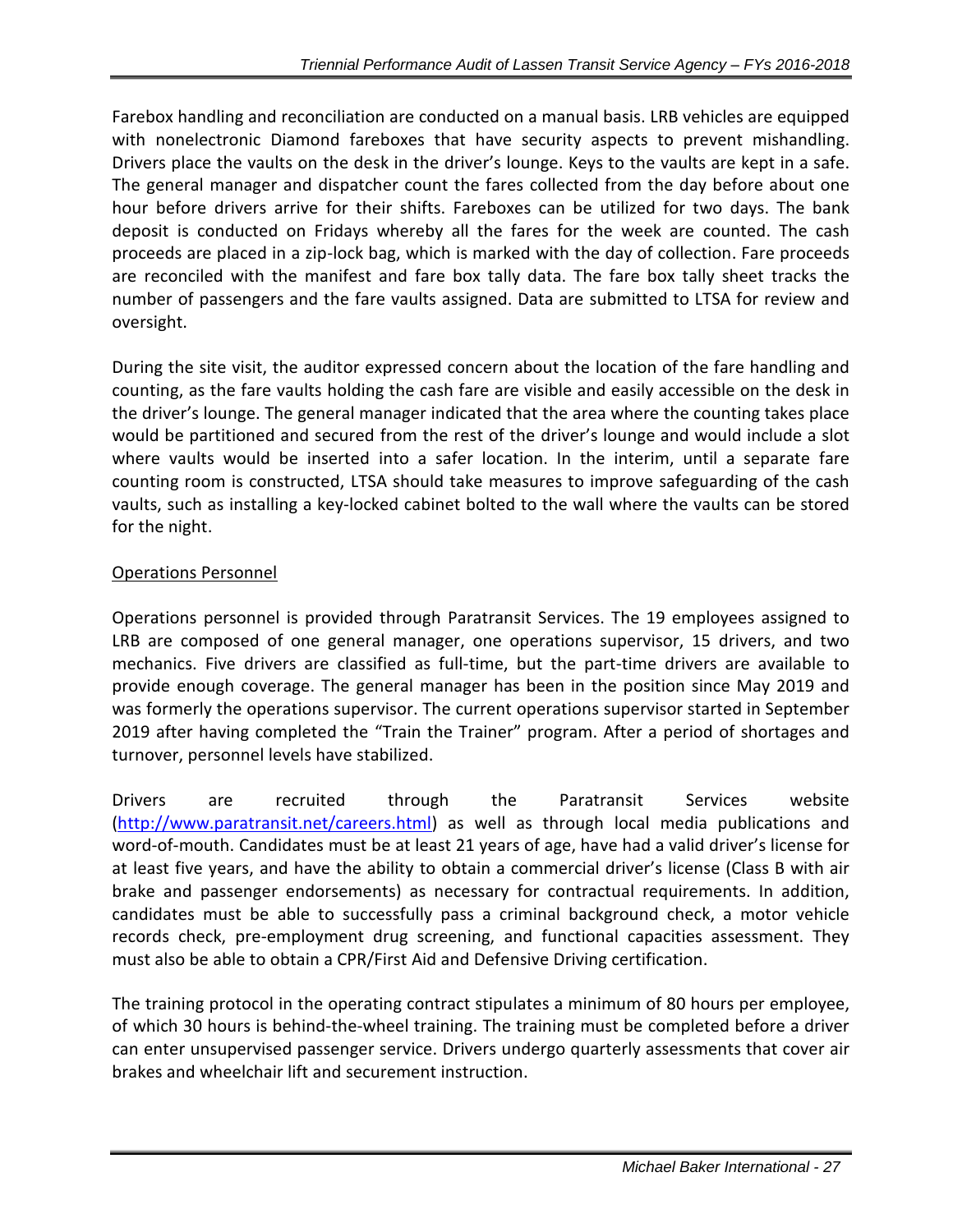Farebox handling and reconciliation are conducted on a manual basis. LRB vehicles are equipped with nonelectronic Diamond fareboxes that have security aspects to prevent mishandling. Drivers place the vaults on the desk in the driver's lounge. Keys to the vaults are kept in a safe. The general manager and dispatcher count the fares collected from the day before about one hour before drivers arrive for their shifts. Fareboxes can be utilized for two days. The bank deposit is conducted on Fridays whereby all the fares for the week are counted. The cash proceeds are placed in a zip-lock bag, which is marked with the day of collection. Fare proceeds are reconciled with the manifest and fare box tally data. The fare box tally sheet tracks the number of passengers and the fare vaults assigned. Data are submitted to LTSA for review and oversight.

During the site visit, the auditor expressed concern about the location of the fare handling and counting, as the fare vaults holding the cash fare are visible and easily accessible on the desk in the driver's lounge. The general manager indicated that the area where the counting takes place would be partitioned and secured from the rest of the driver's lounge and would include a slot where vaults would be inserted into a safer location. In the interim, until a separate fare counting room is constructed, LTSA should take measures to improve safeguarding of the cash vaults, such as installing a key-locked cabinet bolted to the wall where the vaults can be stored for the night.

<u>Operations Personnel</u>

Operations personnel is provided through Paratransit Services. The 19 employees assigned to LRB are composed of one general manager, one operations supervisor, 15 drivers, and two mechanics. Five drivers are classified as full-time, but the part-time drivers are available to provide enough coverage. The general manager has been in the position since May 2019 and was formerly the operations supervisor. The current operations supervisor started in September 2019 after having completed the "Train the Trainer" program. After a period of shortages and turnover, personnel levels have stabilized.

Drivers are recruited through the Paratransit Services website (http://www.paratransit.net/careers.html) as well as through local media publications and word-of-mouth. Candidates must be at least 21 years of age, have had a valid driver's license for at least five years, and have the ability to obtain a commercial driver's license (Class B with air brake and passenger endorsements) as necessary for contractual requirements. In addition, candidates must be able to successfully pass a criminal background check, a motor vehicle records check, pre-employment drug screening, and functional capacities assessment. They must also be able to obtain a CPR/First Aid and Defensive Driving certification.

The training protocol in the operating contract stipulates a minimum of 80 hours per employee, of which 30 hours is behind-the-wheel training. The training must be completed before a driver can enter unsupervised passenger service. Drivers undergo quarterly assessments that cover air brakes and wheelchair lift and securement instruction.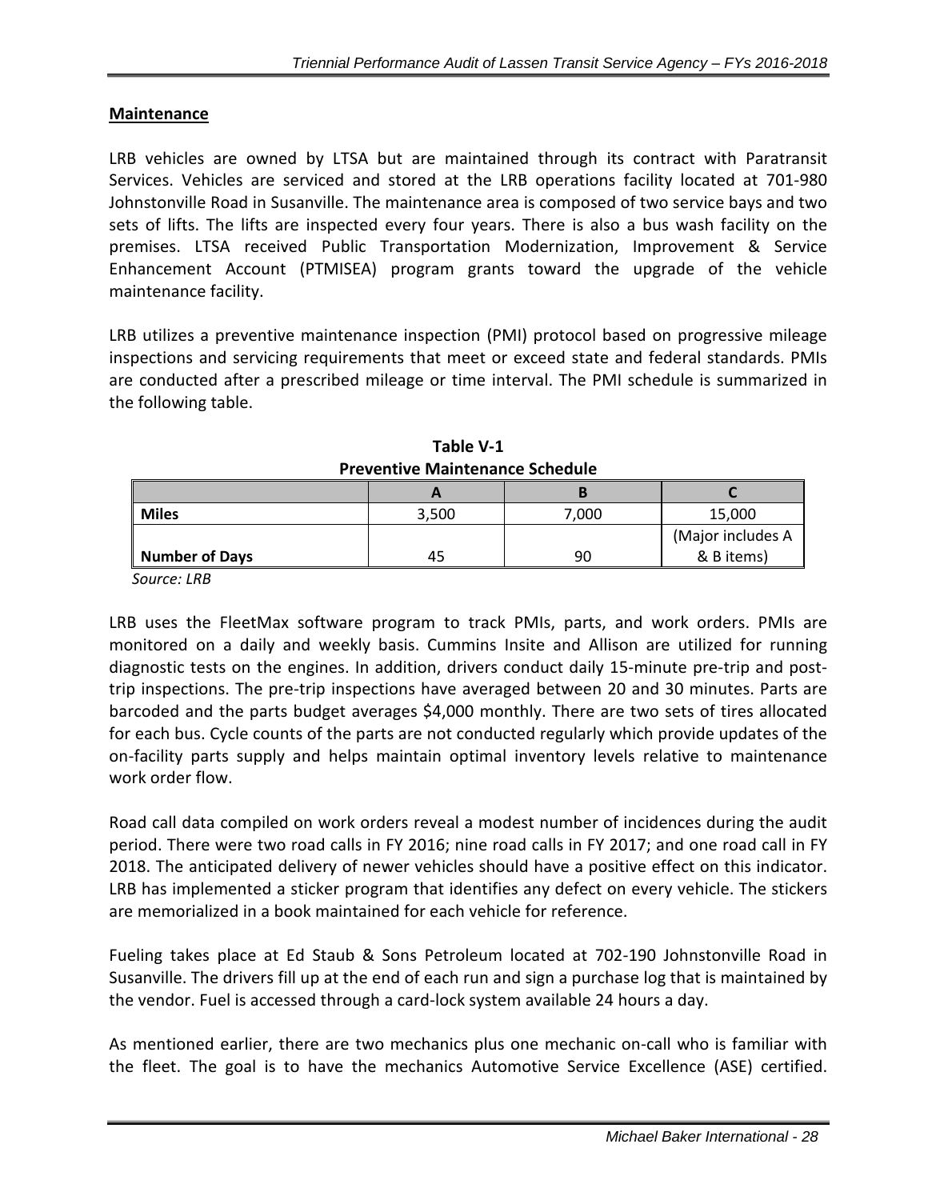**Maintenance**

LRB vehicles are owned by LTSA but are maintained through its contract with Paratransit Services. Vehicles are serviced and stored at the LRB operations facility located at 701-980 Johnstonville Road in Susanville. The maintenance area is composed of two service bays and two sets of lifts. The lifts are inspected every four years. There is also a bus wash facility on the premises. LTSA received Public Transportation Modernization, Improvement & Service Enhancement Account (PTMISEA) program grants toward the upgrade of the vehicle maintenance facility.

LRB utilizes a preventive maintenance inspection (PMI) protocol based on progressive mileage inspections and servicing requirements that meet or exceed state and federal standards. PMIs are conducted after a prescribed mileage or time interval. The PMI schedule is summarized in the following table.

**Table V-1**
**Preventive Maintenance Schedule**

| | A | B | C |
|---|---|---|---|
| **Miles** | 3,500 | 7,000 | 15,000 |
| **Number of Days** | 45 | 90 | (Major includes A & B items) |

*Source: LRB*

LRB uses the FleetMax software program to track PMIs, parts, and work orders. PMIs are monitored on a daily and weekly basis. Cummins Insite and Allison are utilized for running diagnostic tests on the engines. In addition, drivers conduct daily 15-minute pre-trip and post-trip inspections. The pre-trip inspections have averaged between 20 and 30 minutes. Parts are barcoded and the parts budget averages $4,000 monthly. There are two sets of tires allocated for each bus. Cycle counts of the parts are not conducted regularly which provide updates of the on-facility parts supply and helps maintain optimal inventory levels relative to maintenance work order flow.

Road call data compiled on work orders reveal a modest number of incidences during the audit period. There were two road calls in FY 2016; nine road calls in FY 2017; and one road call in FY 2018. The anticipated delivery of newer vehicles should have a positive effect on this indicator. LRB has implemented a sticker program that identifies any defect on every vehicle. The stickers are memorialized in a book maintained for each vehicle for reference.

Fueling takes place at Ed Staub & Sons Petroleum located at 702-190 Johnstonville Road in Susanville. The drivers fill up at the end of each run and sign a purchase log that is maintained by the vendor. Fuel is accessed through a card-lock system available 24 hours a day.

As mentioned earlier, there are two mechanics plus one mechanic on-call who is familiar with the fleet. The goal is to have the mechanics Automotive Service Excellence (ASE) certified.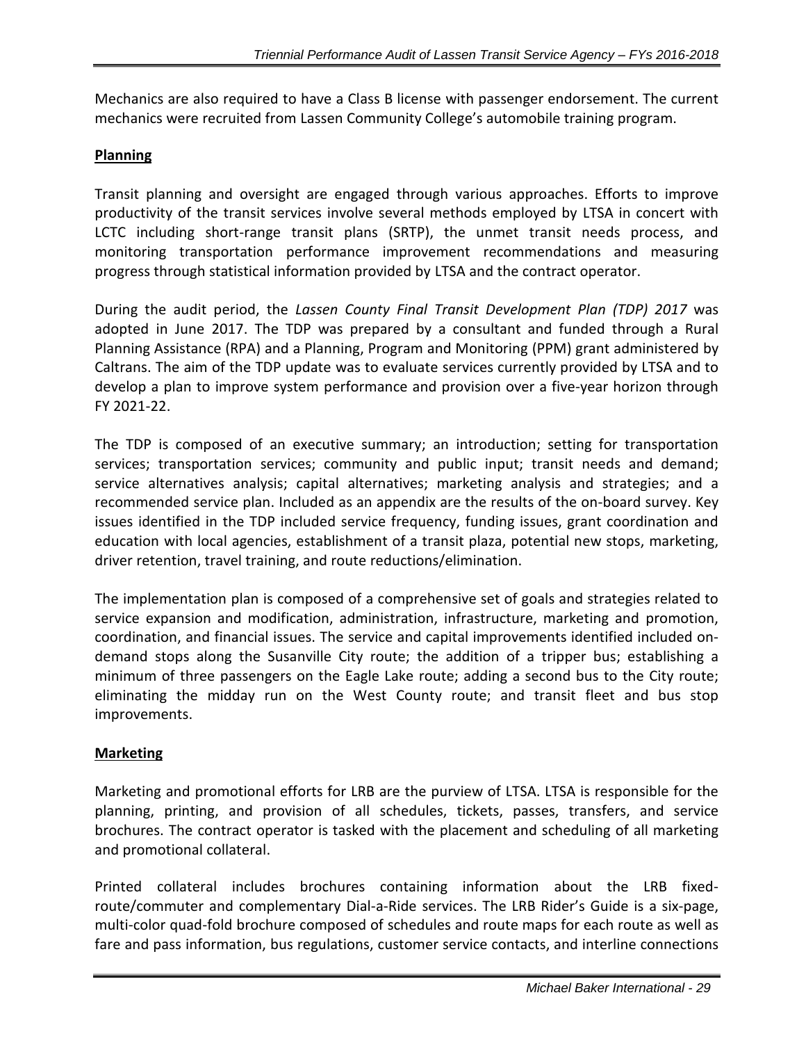Mechanics are also required to have a Class B license with passenger endorsement. The current mechanics were recruited from Lassen Community College's automobile training program.

**Planning**

Transit planning and oversight are engaged through various approaches. Efforts to improve productivity of the transit services involve several methods employed by LTSA in concert with LCTC including short-range transit plans (SRTP), the unmet transit needs process, and monitoring transportation performance improvement recommendations and measuring progress through statistical information provided by LTSA and the contract operator.

During the audit period, the *Lassen County Final Transit Development Plan (TDP) 2017* was adopted in June 2017. The TDP was prepared by a consultant and funded through a Rural Planning Assistance (RPA) and a Planning, Program and Monitoring (PPM) grant administered by Caltrans. The aim of the TDP update was to evaluate services currently provided by LTSA and to develop a plan to improve system performance and provision over a five-year horizon through FY 2021-22.

The TDP is composed of an executive summary; an introduction; setting for transportation services; transportation services; community and public input; transit needs and demand; service alternatives analysis; capital alternatives; marketing analysis and strategies; and a recommended service plan. Included as an appendix are the results of the on-board survey. Key issues identified in the TDP included service frequency, funding issues, grant coordination and education with local agencies, establishment of a transit plaza, potential new stops, marketing, driver retention, travel training, and route reductions/elimination.

The implementation plan is composed of a comprehensive set of goals and strategies related to service expansion and modification, administration, infrastructure, marketing and promotion, coordination, and financial issues. The service and capital improvements identified included on-demand stops along the Susanville City route; the addition of a tripper bus; establishing a minimum of three passengers on the Eagle Lake route; adding a second bus to the City route; eliminating the midday run on the West County route; and transit fleet and bus stop improvements.

**Marketing**

Marketing and promotional efforts for LRB are the purview of LTSA. LTSA is responsible for the planning, printing, and provision of all schedules, tickets, passes, transfers, and service brochures. The contract operator is tasked with the placement and scheduling of all marketing and promotional collateral.

Printed collateral includes brochures containing information about the LRB fixed-route/commuter and complementary Dial-a-Ride services. The LRB Rider's Guide is a six-page, multi-color quad-fold brochure composed of schedules and route maps for each route as well as fare and pass information, bus regulations, customer service contacts, and interline connections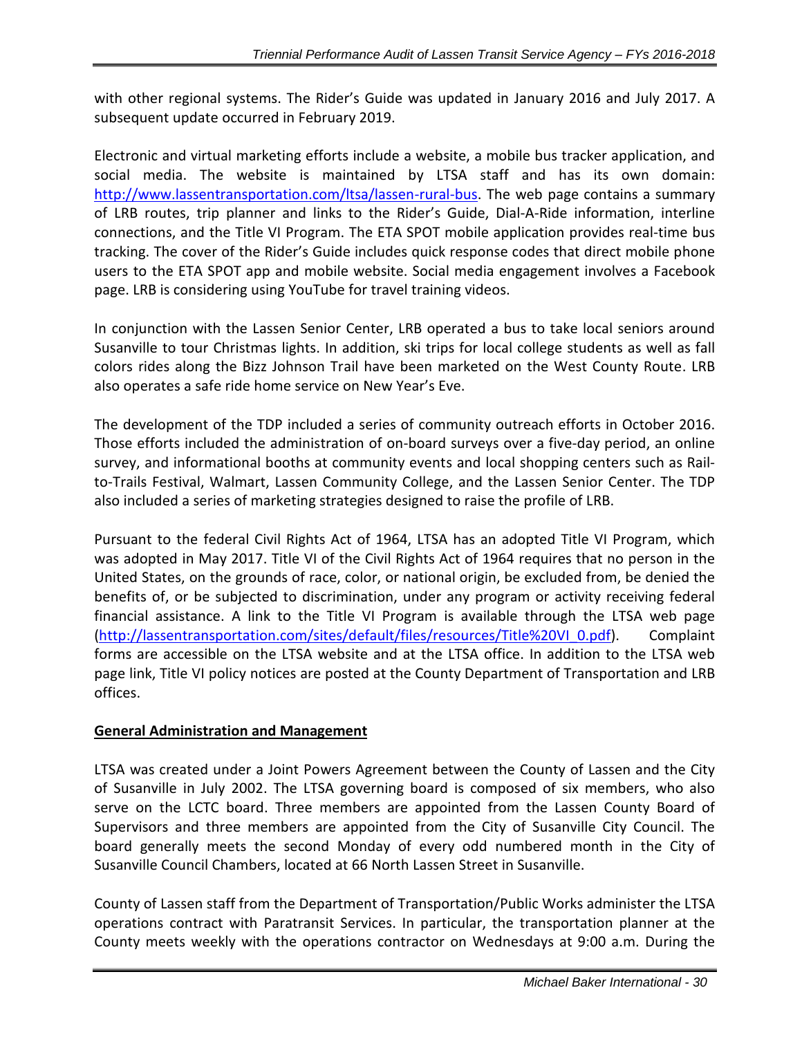with other regional systems. The Rider's Guide was updated in January 2016 and July 2017. A subsequent update occurred in February 2019.

Electronic and virtual marketing efforts include a website, a mobile bus tracker application, and social media. The website is maintained by LTSA staff and has its own domain: http://www.lassentransportation.com/ltsa/lassen-rural-bus. The web page contains a summary of LRB routes, trip planner and links to the Rider's Guide, Dial-A-Ride information, interline connections, and the Title VI Program. The ETA SPOT mobile application provides real-time bus tracking. The cover of the Rider's Guide includes quick response codes that direct mobile phone users to the ETA SPOT app and mobile website. Social media engagement involves a Facebook page. LRB is considering using YouTube for travel training videos.

In conjunction with the Lassen Senior Center, LRB operated a bus to take local seniors around Susanville to tour Christmas lights. In addition, ski trips for local college students as well as fall colors rides along the Bizz Johnson Trail have been marketed on the West County Route. LRB also operates a safe ride home service on New Year's Eve.

The development of the TDP included a series of community outreach efforts in October 2016. Those efforts included the administration of on-board surveys over a five-day period, an online survey, and informational booths at community events and local shopping centers such as Rail-to-Trails Festival, Walmart, Lassen Community College, and the Lassen Senior Center. The TDP also included a series of marketing strategies designed to raise the profile of LRB.

Pursuant to the federal Civil Rights Act of 1964, LTSA has an adopted Title VI Program, which was adopted in May 2017. Title VI of the Civil Rights Act of 1964 requires that no person in the United States, on the grounds of race, color, or national origin, be excluded from, be denied the benefits of, or be subjected to discrimination, under any program or activity receiving federal financial assistance. A link to the Title VI Program is available through the LTSA web page (http://lassentransportation.com/sites/default/files/resources/Title%20VI_0.pdf). Complaint forms are accessible on the LTSA website and at the LTSA office. In addition to the LTSA web page link, Title VI policy notices are posted at the County Department of Transportation and LRB offices.

## General Administration and Management

LTSA was created under a Joint Powers Agreement between the County of Lassen and the City of Susanville in July 2002. The LTSA governing board is composed of six members, who also serve on the LCTC board. Three members are appointed from the Lassen County Board of Supervisors and three members are appointed from the City of Susanville City Council. The board generally meets the second Monday of every odd numbered month in the City of Susanville Council Chambers, located at 66 North Lassen Street in Susanville.

County of Lassen staff from the Department of Transportation/Public Works administer the LTSA operations contract with Paratransit Services. In particular, the transportation planner at the County meets weekly with the operations contractor on Wednesdays at 9:00 a.m. During the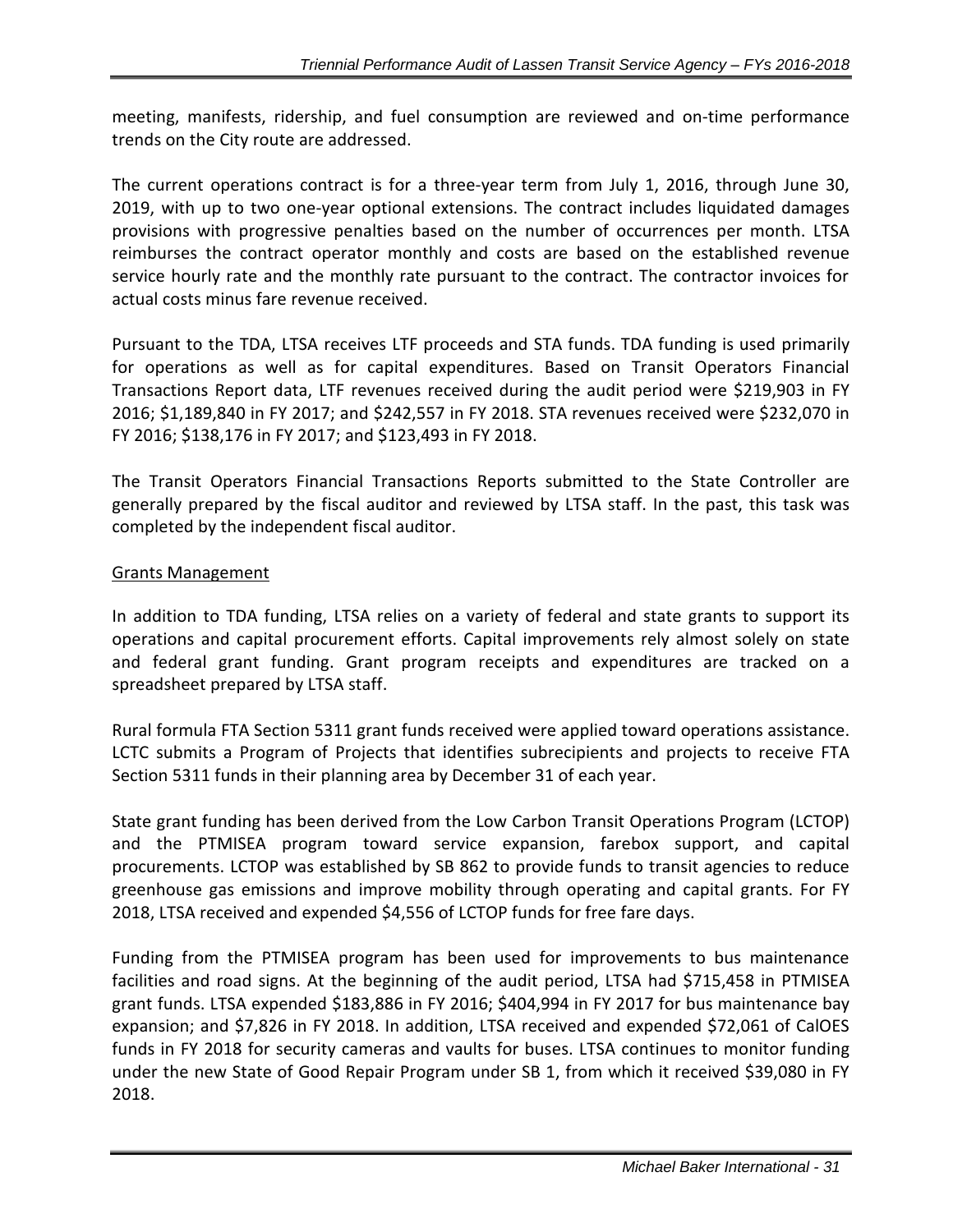meeting, manifests, ridership, and fuel consumption are reviewed and on-time performance trends on the City route are addressed.

The current operations contract is for a three-year term from July 1, 2016, through June 30, 2019, with up to two one-year optional extensions. The contract includes liquidated damages provisions with progressive penalties based on the number of occurrences per month. LTSA reimburses the contract operator monthly and costs are based on the established revenue service hourly rate and the monthly rate pursuant to the contract. The contractor invoices for actual costs minus fare revenue received.

Pursuant to the TDA, LTSA receives LTF proceeds and STA funds. TDA funding is used primarily for operations as well as for capital expenditures. Based on Transit Operators Financial Transactions Report data, LTF revenues received during the audit period were $219,903 in FY 2016; $1,189,840 in FY 2017; and $242,557 in FY 2018. STA revenues received were $232,070 in FY 2016; $138,176 in FY 2017; and $123,493 in FY 2018.

The Transit Operators Financial Transactions Reports submitted to the State Controller are generally prepared by the fiscal auditor and reviewed by LTSA staff. In the past, this task was completed by the independent fiscal auditor.

Grants Management

In addition to TDA funding, LTSA relies on a variety of federal and state grants to support its operations and capital procurement efforts. Capital improvements rely almost solely on state and federal grant funding. Grant program receipts and expenditures are tracked on a spreadsheet prepared by LTSA staff.

Rural formula FTA Section 5311 grant funds received were applied toward operations assistance. LCTC submits a Program of Projects that identifies subrecipients and projects to receive FTA Section 5311 funds in their planning area by December 31 of each year.

State grant funding has been derived from the Low Carbon Transit Operations Program (LCTOP) and the PTMISEA program toward service expansion, farebox support, and capital procurements. LCTOP was established by SB 862 to provide funds to transit agencies to reduce greenhouse gas emissions and improve mobility through operating and capital grants. For FY 2018, LTSA received and expended $4,556 of LCTOP funds for free fare days.

Funding from the PTMISEA program has been used for improvements to bus maintenance facilities and road signs. At the beginning of the audit period, LTSA had $715,458 in PTMISEA grant funds. LTSA expended $183,886 in FY 2016; $404,994 in FY 2017 for bus maintenance bay expansion; and $7,826 in FY 2018. In addition, LTSA received and expended $72,061 of CalOES funds in FY 2018 for security cameras and vaults for buses. LTSA continues to monitor funding under the new State of Good Repair Program under SB 1, from which it received $39,080 in FY 2018.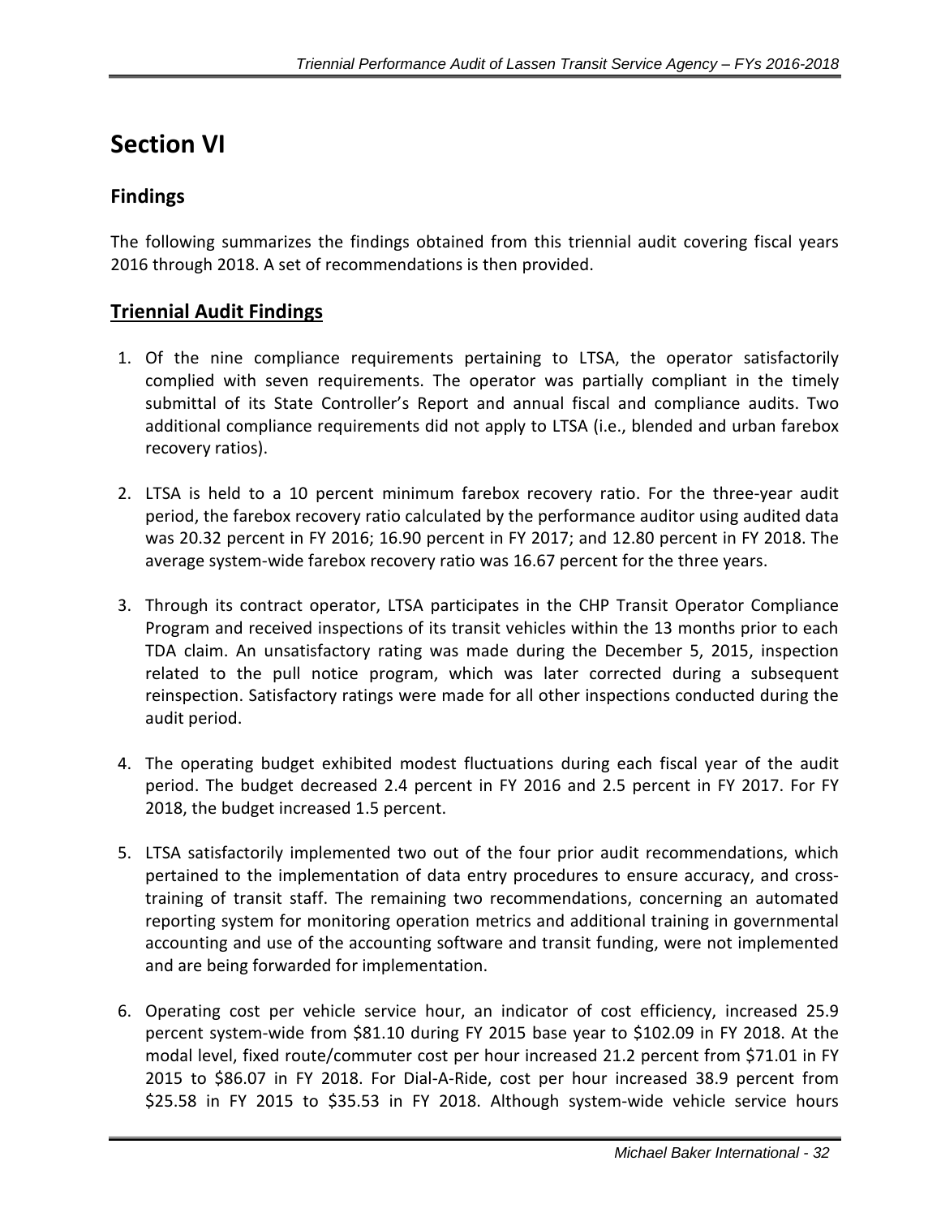# Section VI

## Findings

The following summarizes the findings obtained from this triennial audit covering fiscal years 2016 through 2018. A set of recommendations is then provided.

### Triennial Audit Findings

1. Of the nine compliance requirements pertaining to LTSA, the operator satisfactorily complied with seven requirements. The operator was partially compliant in the timely submittal of its State Controller's Report and annual fiscal and compliance audits. Two additional compliance requirements did not apply to LTSA (i.e., blended and urban farebox recovery ratios).

2. LTSA is held to a 10 percent minimum farebox recovery ratio. For the three-year audit period, the farebox recovery ratio calculated by the performance auditor using audited data was 20.32 percent in FY 2016; 16.90 percent in FY 2017; and 12.80 percent in FY 2018. The average system-wide farebox recovery ratio was 16.67 percent for the three years.

3. Through its contract operator, LTSA participates in the CHP Transit Operator Compliance Program and received inspections of its transit vehicles within the 13 months prior to each TDA claim. An unsatisfactory rating was made during the December 5, 2015, inspection related to the pull notice program, which was later corrected during a subsequent reinspection. Satisfactory ratings were made for all other inspections conducted during the audit period.

4. The operating budget exhibited modest fluctuations during each fiscal year of the audit period. The budget decreased 2.4 percent in FY 2016 and 2.5 percent in FY 2017. For FY 2018, the budget increased 1.5 percent.

5. LTSA satisfactorily implemented two out of the four prior audit recommendations, which pertained to the implementation of data entry procedures to ensure accuracy, and cross-training of transit staff. The remaining two recommendations, concerning an automated reporting system for monitoring operation metrics and additional training in governmental accounting and use of the accounting software and transit funding, were not implemented and are being forwarded for implementation.

6. Operating cost per vehicle service hour, an indicator of cost efficiency, increased 25.9 percent system-wide from $81.10 during FY 2015 base year to $102.09 in FY 2018. At the modal level, fixed route/commuter cost per hour increased 21.2 percent from $71.01 in FY 2015 to $86.07 in FY 2018. For Dial-A-Ride, cost per hour increased 38.9 percent from $25.58 in FY 2015 to $35.53 in FY 2018. Although system-wide vehicle service hours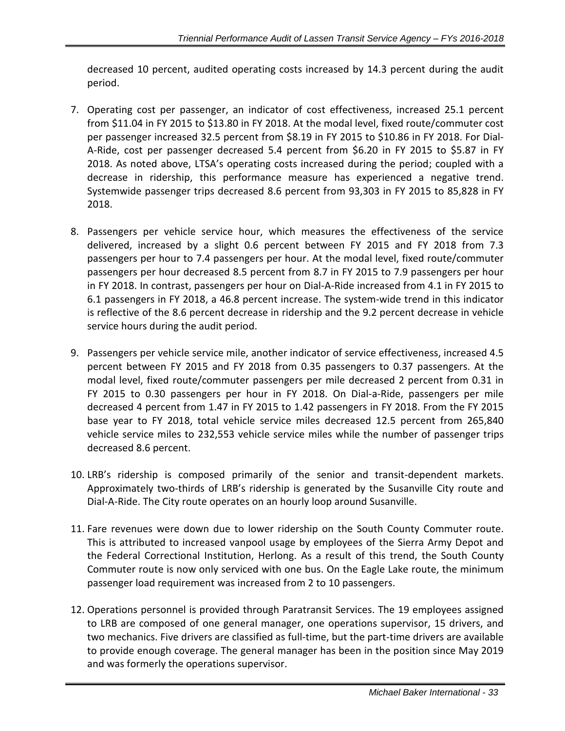decreased 10 percent, audited operating costs increased by 14.3 percent during the audit period.

7. Operating cost per passenger, an indicator of cost effectiveness, increased 25.1 percent from $11.04 in FY 2015 to $13.80 in FY 2018. At the modal level, fixed route/commuter cost per passenger increased 32.5 percent from $8.19 in FY 2015 to $10.86 in FY 2018. For Dial-A-Ride, cost per passenger decreased 5.4 percent from $6.20 in FY 2015 to $5.87 in FY 2018. As noted above, LTSA's operating costs increased during the period; coupled with a decrease in ridership, this performance measure has experienced a negative trend. Systemwide passenger trips decreased 8.6 percent from 93,303 in FY 2015 to 85,828 in FY 2018.

8. Passengers per vehicle service hour, which measures the effectiveness of the service delivered, increased by a slight 0.6 percent between FY 2015 and FY 2018 from 7.3 passengers per hour to 7.4 passengers per hour. At the modal level, fixed route/commuter passengers per hour decreased 8.5 percent from 8.7 in FY 2015 to 7.9 passengers per hour in FY 2018. In contrast, passengers per hour on Dial-A-Ride increased from 4.1 in FY 2015 to 6.1 passengers in FY 2018, a 46.8 percent increase. The system-wide trend in this indicator is reflective of the 8.6 percent decrease in ridership and the 9.2 percent decrease in vehicle service hours during the audit period.

9. Passengers per vehicle service mile, another indicator of service effectiveness, increased 4.5 percent between FY 2015 and FY 2018 from 0.35 passengers to 0.37 passengers. At the modal level, fixed route/commuter passengers per mile decreased 2 percent from 0.31 in FY 2015 to 0.30 passengers per hour in FY 2018. On Dial-a-Ride, passengers per mile decreased 4 percent from 1.47 in FY 2015 to 1.42 passengers in FY 2018. From the FY 2015 base year to FY 2018, total vehicle service miles decreased 12.5 percent from 265,840 vehicle service miles to 232,553 vehicle service miles while the number of passenger trips decreased 8.6 percent.

10. LRB's ridership is composed primarily of the senior and transit-dependent markets. Approximately two-thirds of LRB's ridership is generated by the Susanville City route and Dial-A-Ride. The City route operates on an hourly loop around Susanville.

11. Fare revenues were down due to lower ridership on the South County Commuter route. This is attributed to increased vanpool usage by employees of the Sierra Army Depot and the Federal Correctional Institution, Herlong. As a result of this trend, the South County Commuter route is now only serviced with one bus. On the Eagle Lake route, the minimum passenger load requirement was increased from 2 to 10 passengers.

12. Operations personnel is provided through Paratransit Services. The 19 employees assigned to LRB are composed of one general manager, one operations supervisor, 15 drivers, and two mechanics. Five drivers are classified as full-time, but the part-time drivers are available to provide enough coverage. The general manager has been in the position since May 2019 and was formerly the operations supervisor.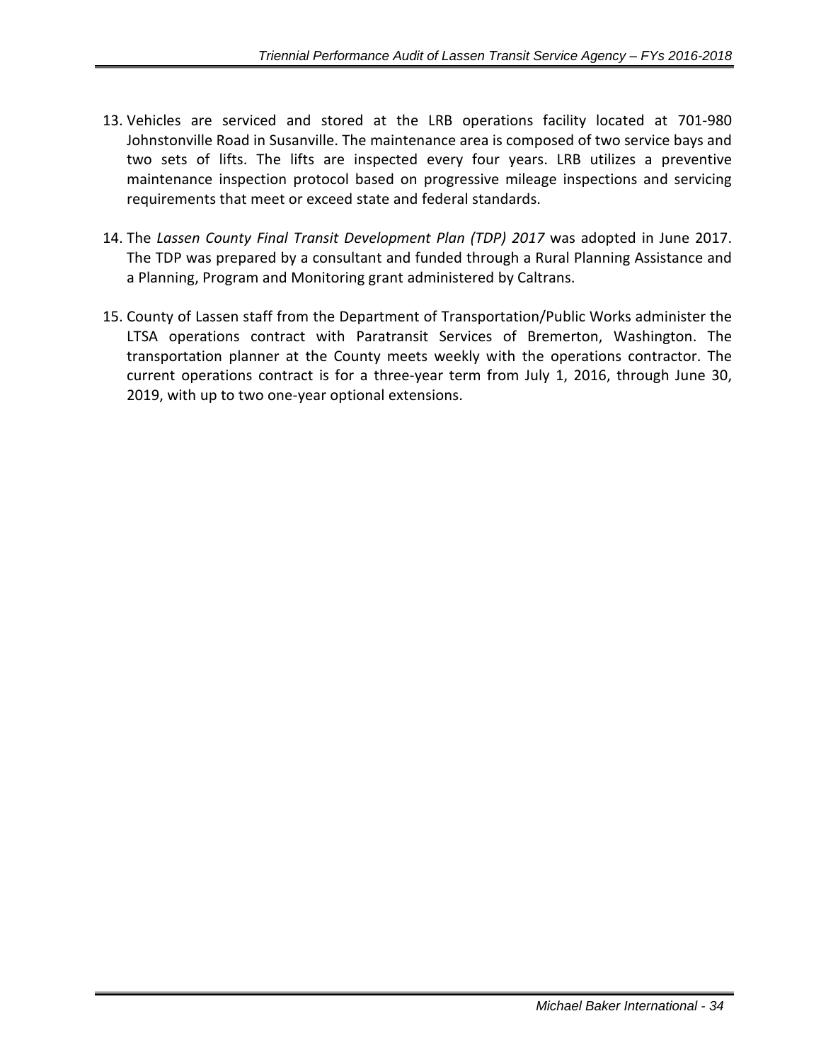13. Vehicles are serviced and stored at the LRB operations facility located at 701-980 Johnstonville Road in Susanville. The maintenance area is composed of two service bays and two sets of lifts. The lifts are inspected every four years. LRB utilizes a preventive maintenance inspection protocol based on progressive mileage inspections and servicing requirements that meet or exceed state and federal standards.

14. The *Lassen County Final Transit Development Plan (TDP) 2017* was adopted in June 2017. The TDP was prepared by a consultant and funded through a Rural Planning Assistance and a Planning, Program and Monitoring grant administered by Caltrans.

15. County of Lassen staff from the Department of Transportation/Public Works administer the LTSA operations contract with Paratransit Services of Bremerton, Washington. The transportation planner at the County meets weekly with the operations contractor. The current operations contract is for a three-year term from July 1, 2016, through June 30, 2019, with up to two one-year optional extensions.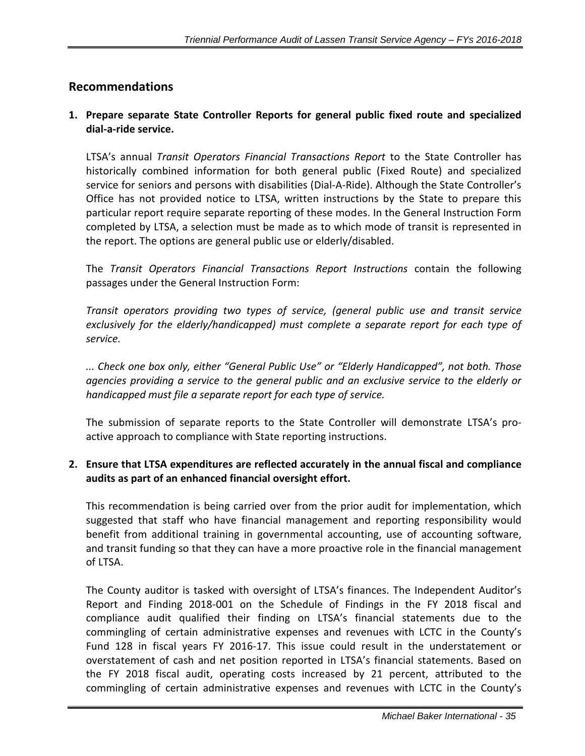## Recommendations

**1. Prepare separate State Controller Reports for general public fixed route and specialized dial-a-ride service.**

LTSA's annual *Transit Operators Financial Transactions Report* to the State Controller has historically combined information for both general public (Fixed Route) and specialized service for seniors and persons with disabilities (Dial-A-Ride). Although the State Controller's Office has not provided notice to LTSA, written instructions by the State to prepare this particular report require separate reporting of these modes. In the General Instruction Form completed by LTSA, a selection must be made as to which mode of transit is represented in the report. The options are general public use or elderly/disabled.

The *Transit Operators Financial Transactions Report Instructions* contain the following passages under the General Instruction Form:

*Transit operators providing two types of service, (general public use and transit service exclusively for the elderly/handicapped) must complete a separate report for each type of service.*

*... Check one box only, either "General Public Use" or "Elderly Handicapped", not both. Those agencies providing a service to the general public and an exclusive service to the elderly or handicapped must file a separate report for each type of service.*

The submission of separate reports to the State Controller will demonstrate LTSA's pro-active approach to compliance with State reporting instructions.

**2. Ensure that LTSA expenditures are reflected accurately in the annual fiscal and compliance audits as part of an enhanced financial oversight effort.**

This recommendation is being carried over from the prior audit for implementation, which suggested that staff who have financial management and reporting responsibility would benefit from additional training in governmental accounting, use of accounting software, and transit funding so that they can have a more proactive role in the financial management of LTSA.

The County auditor is tasked with oversight of LTSA's finances. The Independent Auditor's Report and Finding 2018-001 on the Schedule of Findings in the FY 2018 fiscal and compliance audit qualified their finding on LTSA's financial statements due to the commingling of certain administrative expenses and revenues with LCTC in the County's Fund 128 in fiscal years FY 2016-17. This issue could result in the understatement or overstatement of cash and net position reported in LTSA's financial statements. Based on the FY 2018 fiscal audit, operating costs increased by 21 percent, attributed to the commingling of certain administrative expenses and revenues with LCTC in the County's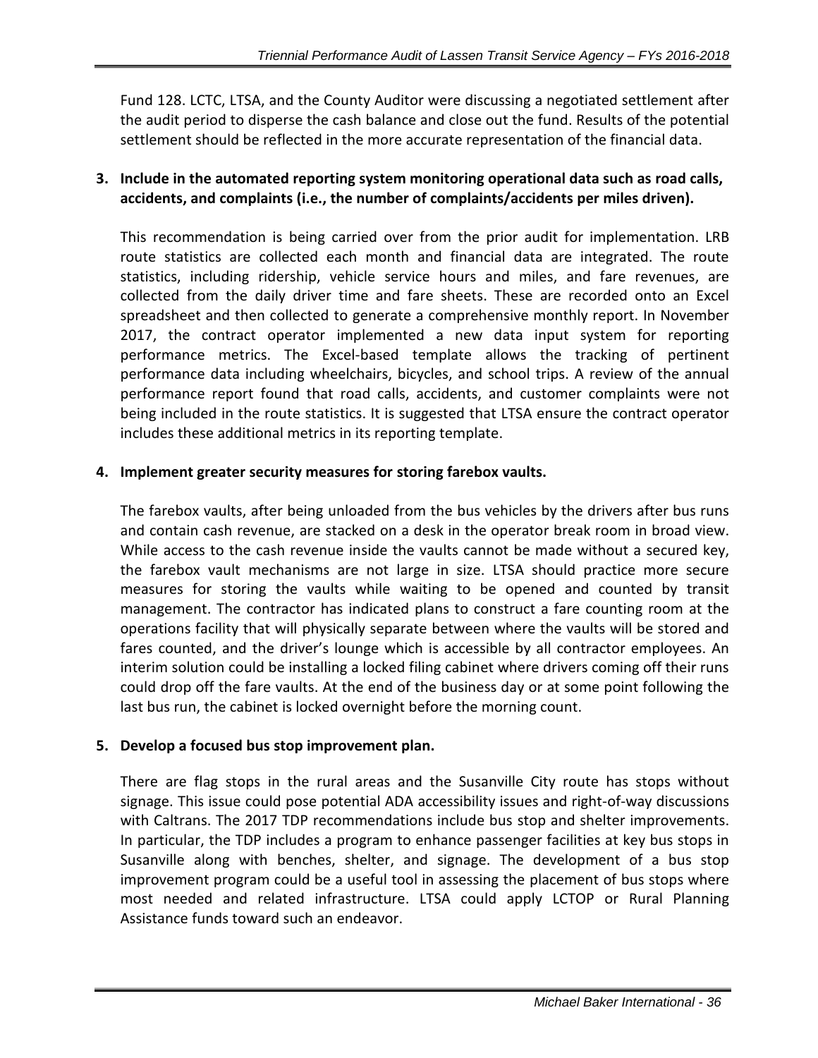Fund 128. LCTC, LTSA, and the County Auditor were discussing a negotiated settlement after the audit period to disperse the cash balance and close out the fund. Results of the potential settlement should be reflected in the more accurate representation of the financial data.

3. **Include in the automated reporting system monitoring operational data such as road calls, accidents, and complaints (i.e., the number of complaints/accidents per miles driven).**

   This recommendation is being carried over from the prior audit for implementation. LRB route statistics are collected each month and financial data are integrated. The route statistics, including ridership, vehicle service hours and miles, and fare revenues, are collected from the daily driver time and fare sheets. These are recorded onto an Excel spreadsheet and then collected to generate a comprehensive monthly report. In November 2017, the contract operator implemented a new data input system for reporting performance metrics. The Excel-based template allows the tracking of pertinent performance data including wheelchairs, bicycles, and school trips. A review of the annual performance report found that road calls, accidents, and customer complaints were not being included in the route statistics. It is suggested that LTSA ensure the contract operator includes these additional metrics in its reporting template.

4. **Implement greater security measures for storing farebox vaults.**

   The farebox vaults, after being unloaded from the bus vehicles by the drivers after bus runs and contain cash revenue, are stacked on a desk in the operator break room in broad view. While access to the cash revenue inside the vaults cannot be made without a secured key, the farebox vault mechanisms are not large in size. LTSA should practice more secure measures for storing the vaults while waiting to be opened and counted by transit management. The contractor has indicated plans to construct a fare counting room at the operations facility that will physically separate between where the vaults will be stored and fares counted, and the driver's lounge which is accessible by all contractor employees. An interim solution could be installing a locked filing cabinet where drivers coming off their runs could drop off the fare vaults. At the end of the business day or at some point following the last bus run, the cabinet is locked overnight before the morning count.

5. **Develop a focused bus stop improvement plan.**

   There are flag stops in the rural areas and the Susanville City route has stops without signage. This issue could pose potential ADA accessibility issues and right-of-way discussions with Caltrans. The 2017 TDP recommendations include bus stop and shelter improvements. In particular, the TDP includes a program to enhance passenger facilities at key bus stops in Susanville along with benches, shelter, and signage. The development of a bus stop improvement program could be a useful tool in assessing the placement of bus stops where most needed and related infrastructure. LTSA could apply LCTOP or Rural Planning Assistance funds toward such an endeavor.